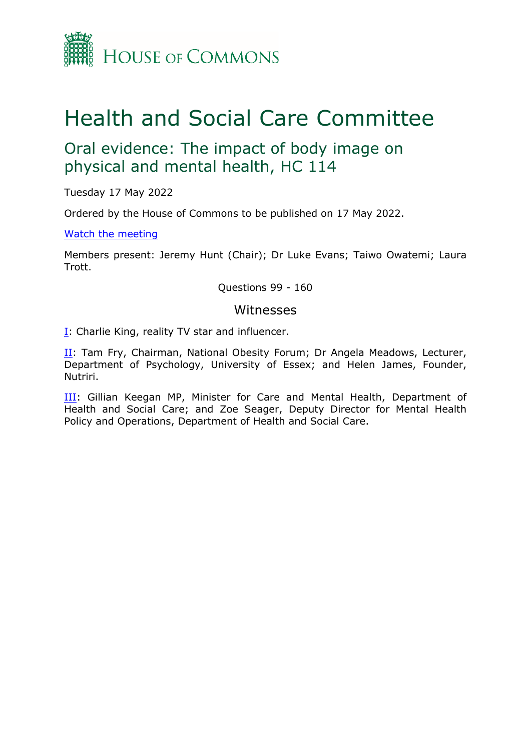HOUSE OF COMMONS

# Health and Social Care Committee

## Oral evidence: The impact of body image on physical and mental health, HC 114

Tuesday 17 May 2022

Ordered by the House of Commons to be published on 17 May 2022.

[Watch the meeting]

Members present: Jeremy Hunt (Chair); Dr Luke Evans; Taiwo Owatemi; Laura Trott.

Questions 99 - 160

### Witnesses

[I]: Charlie King, reality TV star and influencer.

[II]: Tam Fry, Chairman, National Obesity Forum; Dr Angela Meadows, Lecturer, Department of Psychology, University of Essex; and Helen James, Founder, Nutriri.

[III]: Gillian Keegan MP, Minister for Care and Mental Health, Department of Health and Social Care; and Zoe Seager, Deputy Director for Mental Health Policy and Operations, Department of Health and Social Care.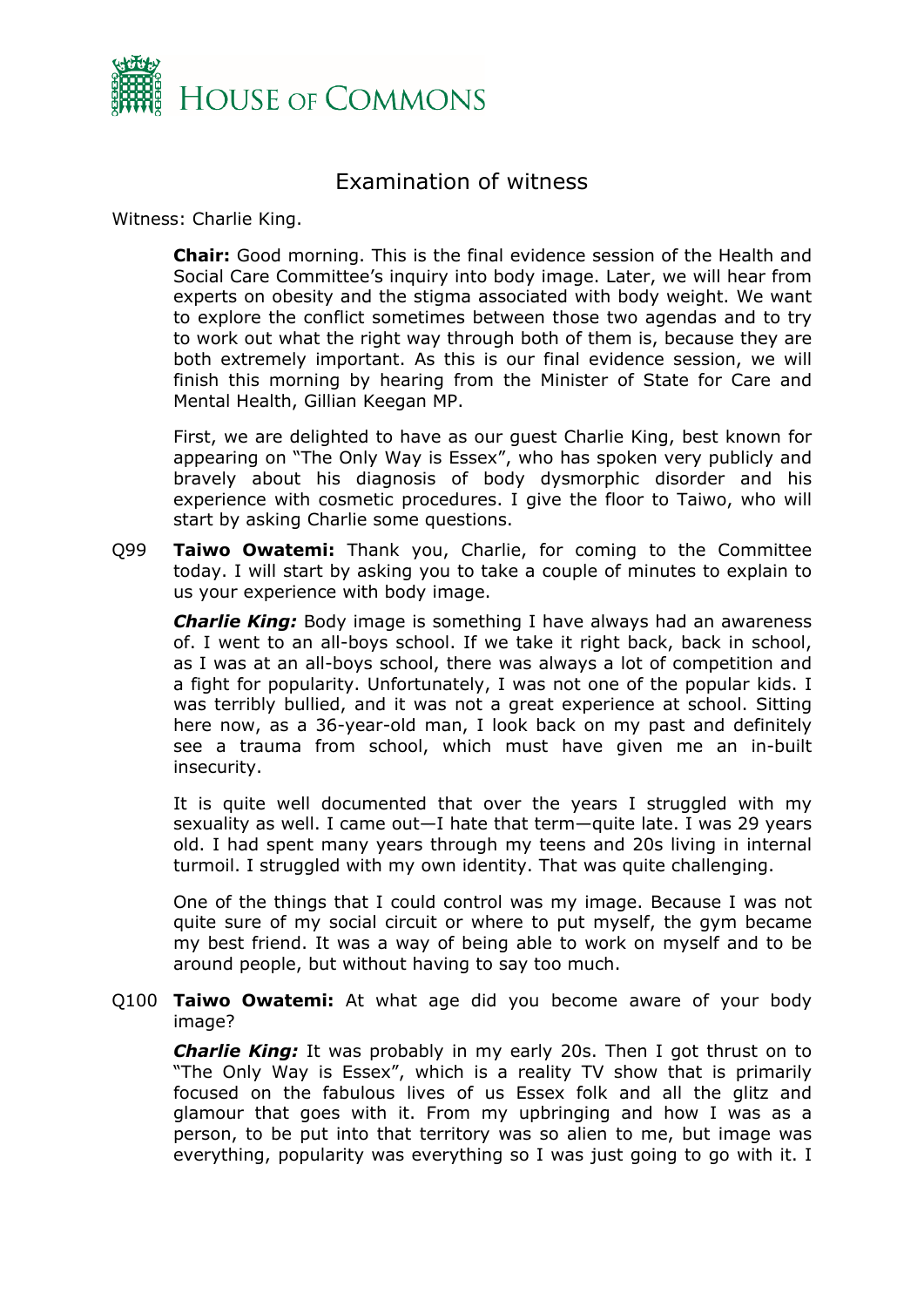# Examination of witness

Witness: Charlie King.

**Chair:** Good morning. This is the final evidence session of the Health and Social Care Committee's inquiry into body image. Later, we will hear from experts on obesity and the stigma associated with body weight. We want to explore the conflict sometimes between those two agendas and to try to work out what the right way through both of them is, because they are both extremely important. As this is our final evidence session, we will finish this morning by hearing from the Minister of State for Care and Mental Health, Gillian Keegan MP.

First, we are delighted to have as our guest Charlie King, best known for appearing on "The Only Way is Essex", who has spoken very publicly and bravely about his diagnosis of body dysmorphic disorder and his experience with cosmetic procedures. I give the floor to Taiwo, who will start by asking Charlie some questions.

Q99 **Taiwo Owatemi:** Thank you, Charlie, for coming to the Committee today. I will start by asking you to take a couple of minutes to explain to us your experience with body image.

***Charlie King:*** Body image is something I have always had an awareness of. I went to an all-boys school. If we take it right back, back in school, as I was at an all-boys school, there was always a lot of competition and a fight for popularity. Unfortunately, I was not one of the popular kids. I was terribly bullied, and it was not a great experience at school. Sitting here now, as a 36-year-old man, I look back on my past and definitely see a trauma from school, which must have given me an in-built insecurity.

It is quite well documented that over the years I struggled with my sexuality as well. I came out—I hate that term—quite late. I was 29 years old. I had spent many years through my teens and 20s living in internal turmoil. I struggled with my own identity. That was quite challenging.

One of the things that I could control was my image. Because I was not quite sure of my social circuit or where to put myself, the gym became my best friend. It was a way of being able to work on myself and to be around people, but without having to say too much.

Q100 **Taiwo Owatemi:** At what age did you become aware of your body image?

***Charlie King:*** It was probably in my early 20s. Then I got thrust on to "The Only Way is Essex", which is a reality TV show that is primarily focused on the fabulous lives of us Essex folk and all the glitz and glamour that goes with it. From my upbringing and how I was as a person, to be put into that territory was so alien to me, but image was everything, popularity was everything so I was just going to go with it. I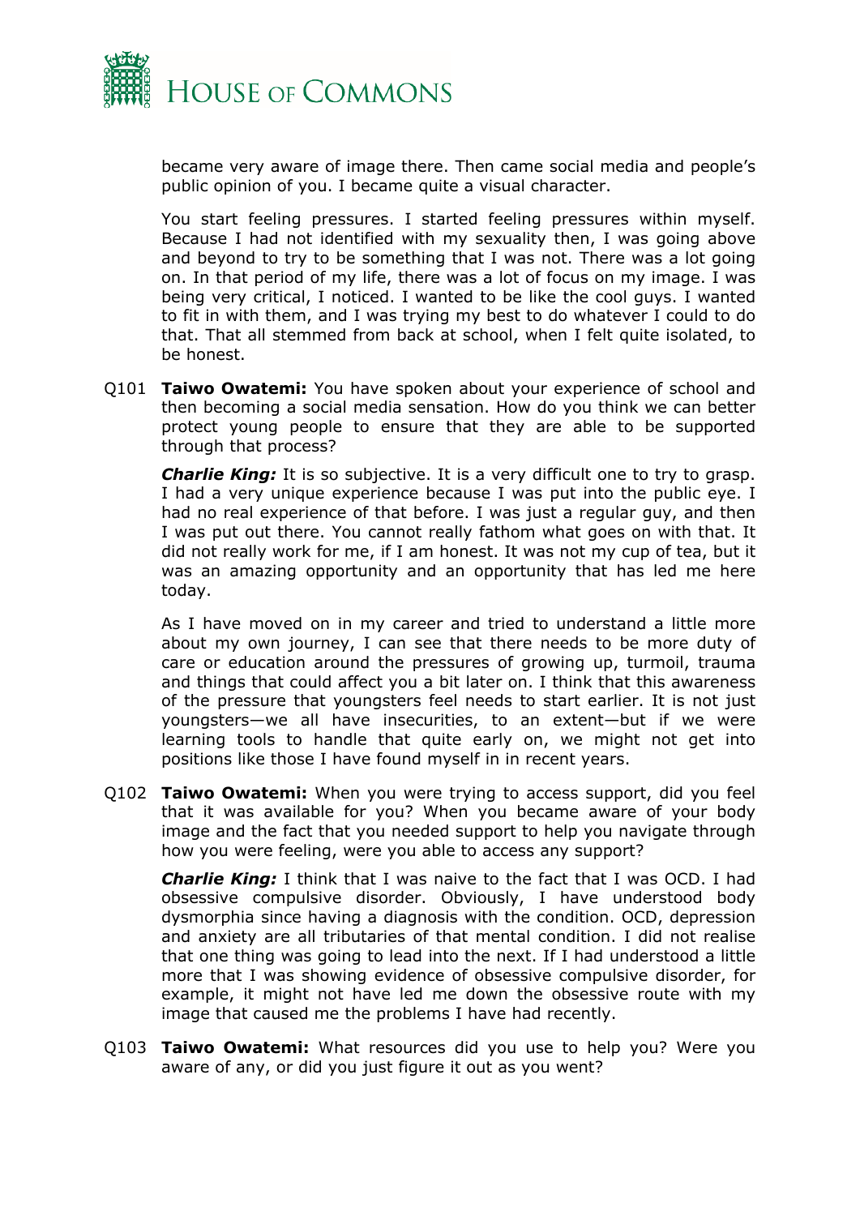became very aware of image there. Then came social media and people's public opinion of you. I became quite a visual character.

You start feeling pressures. I started feeling pressures within myself. Because I had not identified with my sexuality then, I was going above and beyond to try to be something that I was not. There was a lot going on. In that period of my life, there was a lot of focus on my image. I was being very critical, I noticed. I wanted to be like the cool guys. I wanted to fit in with them, and I was trying my best to do whatever I could to do that. That all stemmed from back at school, when I felt quite isolated, to be honest.

Q101 **Taiwo Owatemi:** You have spoken about your experience of school and then becoming a social media sensation. How do you think we can better protect young people to ensure that they are able to be supported through that process?

***Charlie King:*** It is so subjective. It is a very difficult one to try to grasp. I had a very unique experience because I was put into the public eye. I had no real experience of that before. I was just a regular guy, and then I was put out there. You cannot really fathom what goes on with that. It did not really work for me, if I am honest. It was not my cup of tea, but it was an amazing opportunity and an opportunity that has led me here today.

As I have moved on in my career and tried to understand a little more about my own journey, I can see that there needs to be more duty of care or education around the pressures of growing up, turmoil, trauma and things that could affect you a bit later on. I think that this awareness of the pressure that youngsters feel needs to start earlier. It is not just youngsters—we all have insecurities, to an extent—but if we were learning tools to handle that quite early on, we might not get into positions like those I have found myself in in recent years.

Q102 **Taiwo Owatemi:** When you were trying to access support, did you feel that it was available for you? When you became aware of your body image and the fact that you needed support to help you navigate through how you were feeling, were you able to access any support?

***Charlie King:*** I think that I was naive to the fact that I was OCD. I had obsessive compulsive disorder. Obviously, I have understood body dysmorphia since having a diagnosis with the condition. OCD, depression and anxiety are all tributaries of that mental condition. I did not realise that one thing was going to lead into the next. If I had understood a little more that I was showing evidence of obsessive compulsive disorder, for example, it might not have led me down the obsessive route with my image that caused me the problems I have had recently.

Q103 **Taiwo Owatemi:** What resources did you use to help you? Were you aware of any, or did you just figure it out as you went?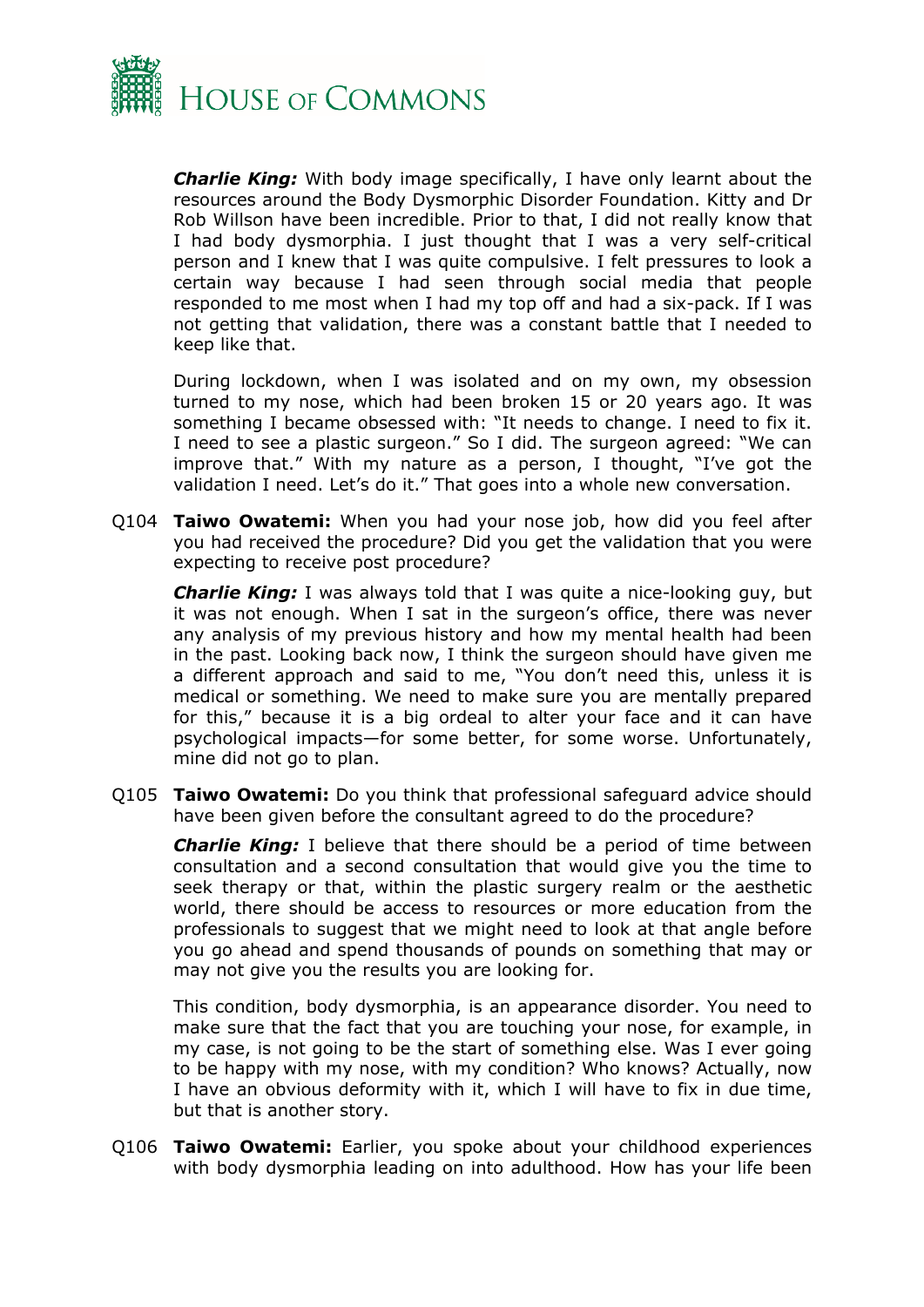***Charlie King:*** With body image specifically, I have only learnt about the resources around the Body Dysmorphic Disorder Foundation. Kitty and Dr Rob Willson have been incredible. Prior to that, I did not really know that I had body dysmorphia. I just thought that I was a very self-critical person and I knew that I was quite compulsive. I felt pressures to look a certain way because I had seen through social media that people responded to me most when I had my top off and had a six-pack. If I was not getting that validation, there was a constant battle that I needed to keep like that.

During lockdown, when I was isolated and on my own, my obsession turned to my nose, which had been broken 15 or 20 years ago. It was something I became obsessed with: "It needs to change. I need to fix it. I need to see a plastic surgeon." So I did. The surgeon agreed: "We can improve that." With my nature as a person, I thought, "I've got the validation I need. Let's do it." That goes into a whole new conversation.

Q104 **Taiwo Owatemi:** When you had your nose job, how did you feel after you had received the procedure? Did you get the validation that you were expecting to receive post procedure?

***Charlie King:*** I was always told that I was quite a nice-looking guy, but it was not enough. When I sat in the surgeon's office, there was never any analysis of my previous history and how my mental health had been in the past. Looking back now, I think the surgeon should have given me a different approach and said to me, "You don't need this, unless it is medical or something. We need to make sure you are mentally prepared for this," because it is a big ordeal to alter your face and it can have psychological impacts—for some better, for some worse. Unfortunately, mine did not go to plan.

Q105 **Taiwo Owatemi:** Do you think that professional safeguard advice should have been given before the consultant agreed to do the procedure?

***Charlie King:*** I believe that there should be a period of time between consultation and a second consultation that would give you the time to seek therapy or that, within the plastic surgery realm or the aesthetic world, there should be access to resources or more education from the professionals to suggest that we might need to look at that angle before you go ahead and spend thousands of pounds on something that may or may not give you the results you are looking for.

This condition, body dysmorphia, is an appearance disorder. You need to make sure that the fact that you are touching your nose, for example, in my case, is not going to be the start of something else. Was I ever going to be happy with my nose, with my condition? Who knows? Actually, now I have an obvious deformity with it, which I will have to fix in due time, but that is another story.

Q106 **Taiwo Owatemi:** Earlier, you spoke about your childhood experiences with body dysmorphia leading on into adulthood. How has your life been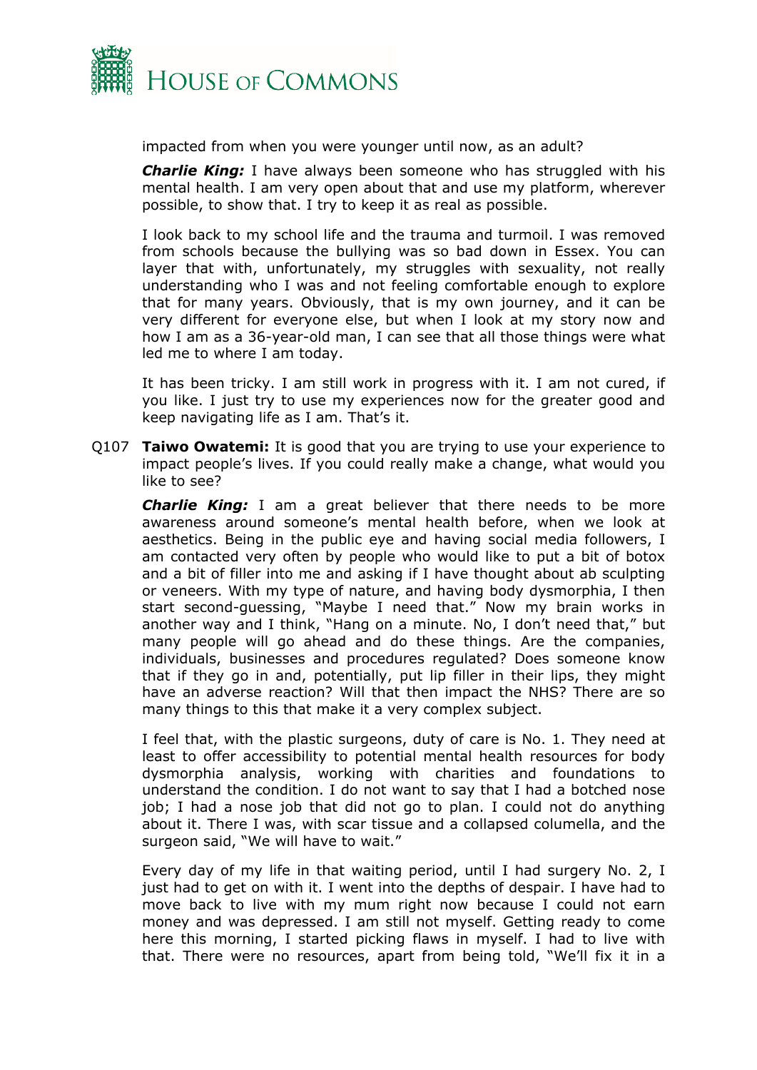impacted from when you were younger until now, as an adult?

***Charlie King:*** I have always been someone who has struggled with his mental health. I am very open about that and use my platform, wherever possible, to show that. I try to keep it as real as possible.

I look back to my school life and the trauma and turmoil. I was removed from schools because the bullying was so bad down in Essex. You can layer that with, unfortunately, my struggles with sexuality, not really understanding who I was and not feeling comfortable enough to explore that for many years. Obviously, that is my own journey, and it can be very different for everyone else, but when I look at my story now and how I am as a 36-year-old man, I can see that all those things were what led me to where I am today.

It has been tricky. I am still work in progress with it. I am not cured, if you like. I just try to use my experiences now for the greater good and keep navigating life as I am. That's it.

Q107 **Taiwo Owatemi:** It is good that you are trying to use your experience to impact people's lives. If you could really make a change, what would you like to see?

***Charlie King:*** I am a great believer that there needs to be more awareness around someone's mental health before, when we look at aesthetics. Being in the public eye and having social media followers, I am contacted very often by people who would like to put a bit of botox and a bit of filler into me and asking if I have thought about ab sculpting or veneers. With my type of nature, and having body dysmorphia, I then start second-guessing, "Maybe I need that." Now my brain works in another way and I think, "Hang on a minute. No, I don't need that," but many people will go ahead and do these things. Are the companies, individuals, businesses and procedures regulated? Does someone know that if they go in and, potentially, put lip filler in their lips, they might have an adverse reaction? Will that then impact the NHS? There are so many things to this that make it a very complex subject.

I feel that, with the plastic surgeons, duty of care is No. 1. They need at least to offer accessibility to potential mental health resources for body dysmorphia analysis, working with charities and foundations to understand the condition. I do not want to say that I had a botched nose job; I had a nose job that did not go to plan. I could not do anything about it. There I was, with scar tissue and a collapsed columella, and the surgeon said, "We will have to wait."

Every day of my life in that waiting period, until I had surgery No. 2, I just had to get on with it. I went into the depths of despair. I have had to move back to live with my mum right now because I could not earn money and was depressed. I am still not myself. Getting ready to come here this morning, I started picking flaws in myself. I had to live with that. There were no resources, apart from being told, "We'll fix it in a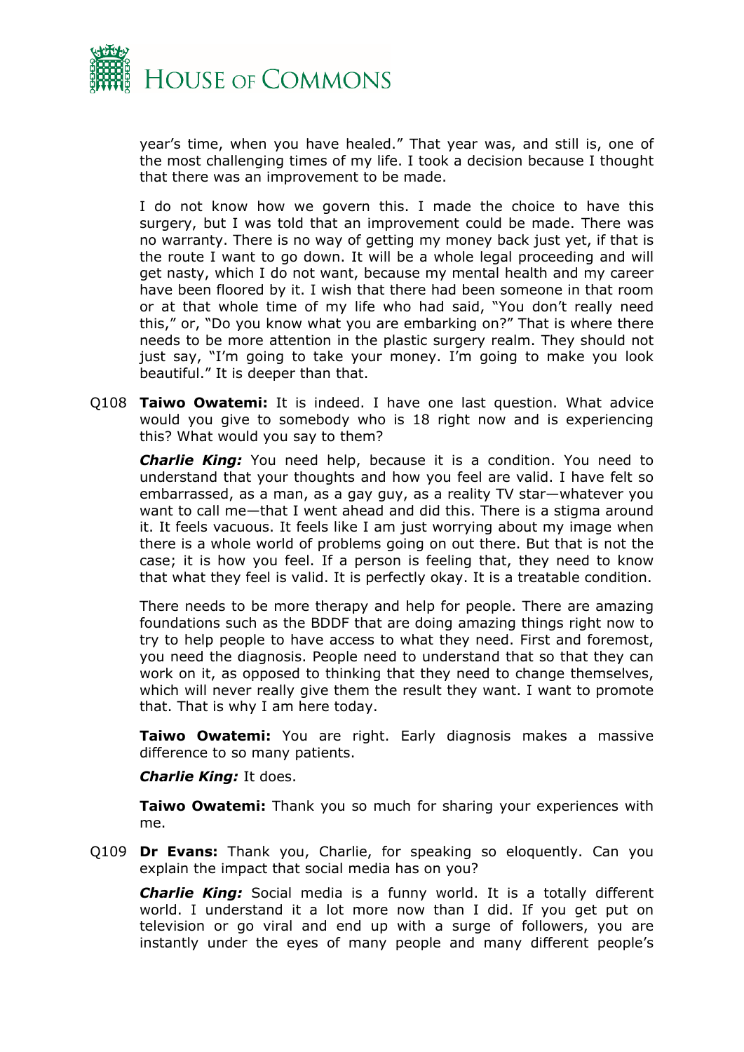year's time, when you have healed." That year was, and still is, one of the most challenging times of my life. I took a decision because I thought that there was an improvement to be made.

I do not know how we govern this. I made the choice to have this surgery, but I was told that an improvement could be made. There was no warranty. There is no way of getting my money back just yet, if that is the route I want to go down. It will be a whole legal proceeding and will get nasty, which I do not want, because my mental health and my career have been floored by it. I wish that there had been someone in that room or at that whole time of my life who had said, "You don't really need this," or, "Do you know what you are embarking on?" That is where there needs to be more attention in the plastic surgery realm. They should not just say, "I'm going to take your money. I'm going to make you look beautiful." It is deeper than that.

Q108 **Taiwo Owatemi:** It is indeed. I have one last question. What advice would you give to somebody who is 18 right now and is experiencing this? What would you say to them?

***Charlie King:*** You need help, because it is a condition. You need to understand that your thoughts and how you feel are valid. I have felt so embarrassed, as a man, as a gay guy, as a reality TV star—whatever you want to call me—that I went ahead and did this. There is a stigma around it. It feels vacuous. It feels like I am just worrying about my image when there is a whole world of problems going on out there. But that is not the case; it is how you feel. If a person is feeling that, they need to know that what they feel is valid. It is perfectly okay. It is a treatable condition.

There needs to be more therapy and help for people. There are amazing foundations such as the BDDF that are doing amazing things right now to try to help people to have access to what they need. First and foremost, you need the diagnosis. People need to understand that so that they can work on it, as opposed to thinking that they need to change themselves, which will never really give them the result they want. I want to promote that. That is why I am here today.

**Taiwo Owatemi:** You are right. Early diagnosis makes a massive difference to so many patients.

***Charlie King:*** It does.

**Taiwo Owatemi:** Thank you so much for sharing your experiences with me.

Q109 **Dr Evans:** Thank you, Charlie, for speaking so eloquently. Can you explain the impact that social media has on you?

***Charlie King:*** Social media is a funny world. It is a totally different world. I understand it a lot more now than I did. If you get put on television or go viral and end up with a surge of followers, you are instantly under the eyes of many people and many different people's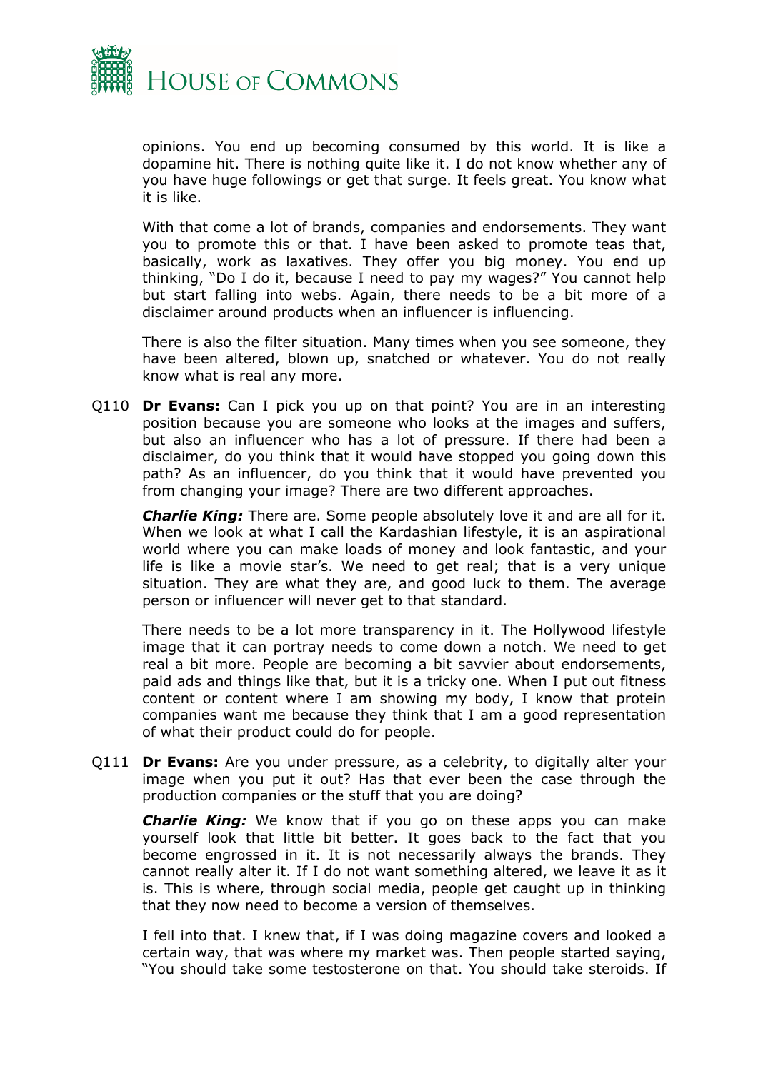opinions. You end up becoming consumed by this world. It is like a dopamine hit. There is nothing quite like it. I do not know whether any of you have huge followings or get that surge. It feels great. You know what it is like.

With that come a lot of brands, companies and endorsements. They want you to promote this or that. I have been asked to promote teas that, basically, work as laxatives. They offer you big money. You end up thinking, "Do I do it, because I need to pay my wages?" You cannot help but start falling into webs. Again, there needs to be a bit more of a disclaimer around products when an influencer is influencing.

There is also the filter situation. Many times when you see someone, they have been altered, blown up, snatched or whatever. You do not really know what is real any more.

Q110 **Dr Evans:** Can I pick you up on that point? You are in an interesting position because you are someone who looks at the images and suffers, but also an influencer who has a lot of pressure. If there had been a disclaimer, do you think that it would have stopped you going down this path? As an influencer, do you think that it would have prevented you from changing your image? There are two different approaches.

***Charlie King:*** There are. Some people absolutely love it and are all for it. When we look at what I call the Kardashian lifestyle, it is an aspirational world where you can make loads of money and look fantastic, and your life is like a movie star's. We need to get real; that is a very unique situation. They are what they are, and good luck to them. The average person or influencer will never get to that standard.

There needs to be a lot more transparency in it. The Hollywood lifestyle image that it can portray needs to come down a notch. We need to get real a bit more. People are becoming a bit savvier about endorsements, paid ads and things like that, but it is a tricky one. When I put out fitness content or content where I am showing my body, I know that protein companies want me because they think that I am a good representation of what their product could do for people.

Q111 **Dr Evans:** Are you under pressure, as a celebrity, to digitally alter your image when you put it out? Has that ever been the case through the production companies or the stuff that you are doing?

***Charlie King:*** We know that if you go on these apps you can make yourself look that little bit better. It goes back to the fact that you become engrossed in it. It is not necessarily always the brands. They cannot really alter it. If I do not want something altered, we leave it as it is. This is where, through social media, people get caught up in thinking that they now need to become a version of themselves.

I fell into that. I knew that, if I was doing magazine covers and looked a certain way, that was where my market was. Then people started saying, "You should take some testosterone on that. You should take steroids. If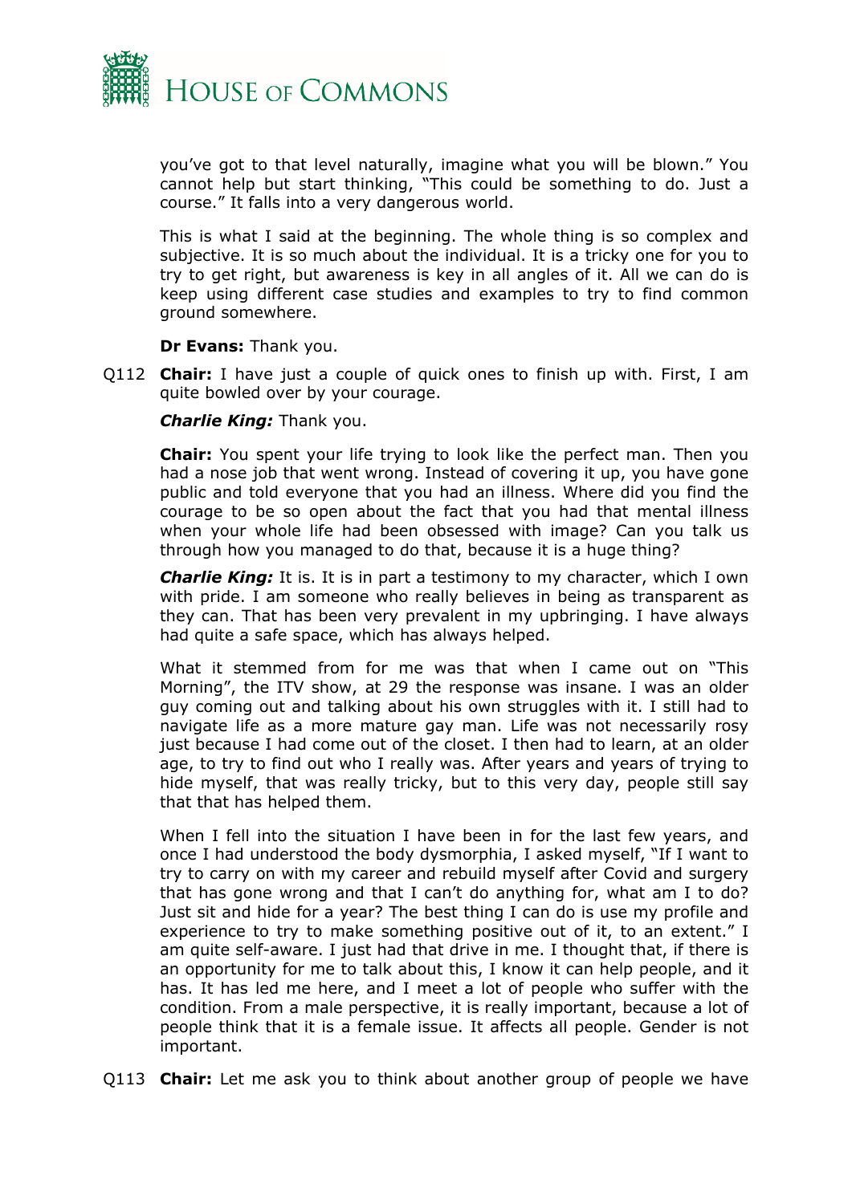you've got to that level naturally, imagine what you will be blown." You cannot help but start thinking, "This could be something to do. Just a course." It falls into a very dangerous world.

This is what I said at the beginning. The whole thing is so complex and subjective. It is so much about the individual. It is a tricky one for you to try to get right, but awareness is key in all angles of it. All we can do is keep using different case studies and examples to try to find common ground somewhere.

**Dr Evans:** Thank you.

Q112 **Chair:** I have just a couple of quick ones to finish up with. First, I am quite bowled over by your courage.

***Charlie King:*** Thank you.

**Chair:** You spent your life trying to look like the perfect man. Then you had a nose job that went wrong. Instead of covering it up, you have gone public and told everyone that you had an illness. Where did you find the courage to be so open about the fact that you had that mental illness when your whole life had been obsessed with image? Can you talk us through how you managed to do that, because it is a huge thing?

***Charlie King:*** It is. It is in part a testimony to my character, which I own with pride. I am someone who really believes in being as transparent as they can. That has been very prevalent in my upbringing. I have always had quite a safe space, which has always helped.

What it stemmed from for me was that when I came out on "This Morning", the ITV show, at 29 the response was insane. I was an older guy coming out and talking about his own struggles with it. I still had to navigate life as a more mature gay man. Life was not necessarily rosy just because I had come out of the closet. I then had to learn, at an older age, to try to find out who I really was. After years and years of trying to hide myself, that was really tricky, but to this very day, people still say that that has helped them.

When I fell into the situation I have been in for the last few years, and once I had understood the body dysmorphia, I asked myself, "If I want to try to carry on with my career and rebuild myself after Covid and surgery that has gone wrong and that I can't do anything for, what am I to do? Just sit and hide for a year? The best thing I can do is use my profile and experience to try to make something positive out of it, to an extent." I am quite self-aware. I just had that drive in me. I thought that, if there is an opportunity for me to talk about this, I know it can help people, and it has. It has led me here, and I meet a lot of people who suffer with the condition. From a male perspective, it is really important, because a lot of people think that it is a female issue. It affects all people. Gender is not important.

Q113 **Chair:** Let me ask you to think about another group of people we have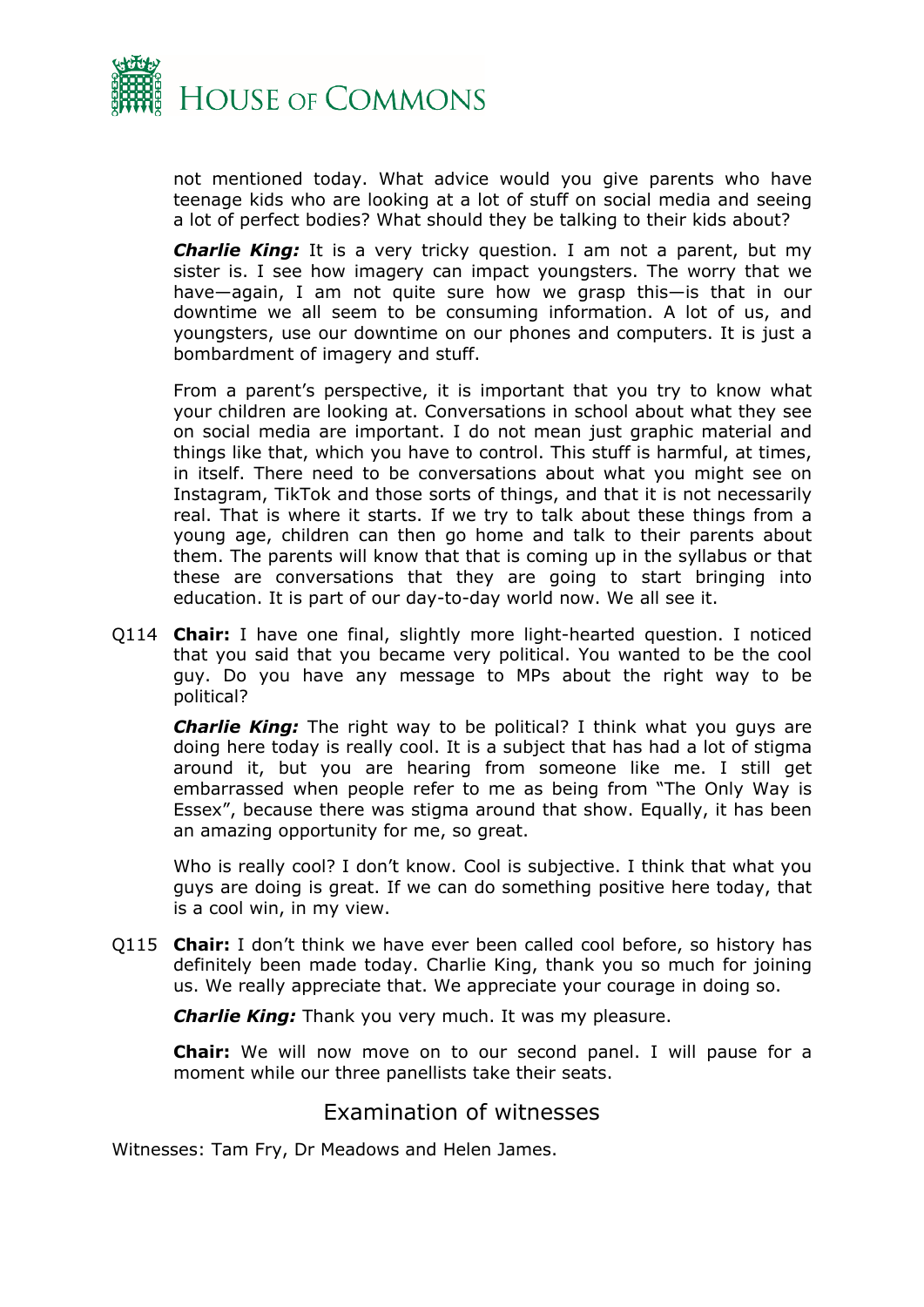not mentioned today. What advice would you give parents who have teenage kids who are looking at a lot of stuff on social media and seeing a lot of perfect bodies? What should they be talking to their kids about?

***Charlie King:*** It is a very tricky question. I am not a parent, but my sister is. I see how imagery can impact youngsters. The worry that we have—again, I am not quite sure how we grasp this—is that in our downtime we all seem to be consuming information. A lot of us, and youngsters, use our downtime on our phones and computers. It is just a bombardment of imagery and stuff.

From a parent's perspective, it is important that you try to know what your children are looking at. Conversations in school about what they see on social media are important. I do not mean just graphic material and things like that, which you have to control. This stuff is harmful, at times, in itself. There need to be conversations about what you might see on Instagram, TikTok and those sorts of things, and that it is not necessarily real. That is where it starts. If we try to talk about these things from a young age, children can then go home and talk to their parents about them. The parents will know that that is coming up in the syllabus or that these are conversations that they are going to start bringing into education. It is part of our day-to-day world now. We all see it.

Q114 **Chair:** I have one final, slightly more light-hearted question. I noticed that you said that you became very political. You wanted to be the cool guy. Do you have any message to MPs about the right way to be political?

***Charlie King:*** The right way to be political? I think what you guys are doing here today is really cool. It is a subject that has had a lot of stigma around it, but you are hearing from someone like me. I still get embarrassed when people refer to me as being from "The Only Way is Essex", because there was stigma around that show. Equally, it has been an amazing opportunity for me, so great.

Who is really cool? I don't know. Cool is subjective. I think that what you guys are doing is great. If we can do something positive here today, that is a cool win, in my view.

Q115 **Chair:** I don't think we have ever been called cool before, so history has definitely been made today. Charlie King, thank you so much for joining us. We really appreciate that. We appreciate your courage in doing so.

***Charlie King:*** Thank you very much. It was my pleasure.

**Chair:** We will now move on to our second panel. I will pause for a moment while our three panellists take their seats.

## Examination of witnesses

Witnesses: Tam Fry, Dr Meadows and Helen James.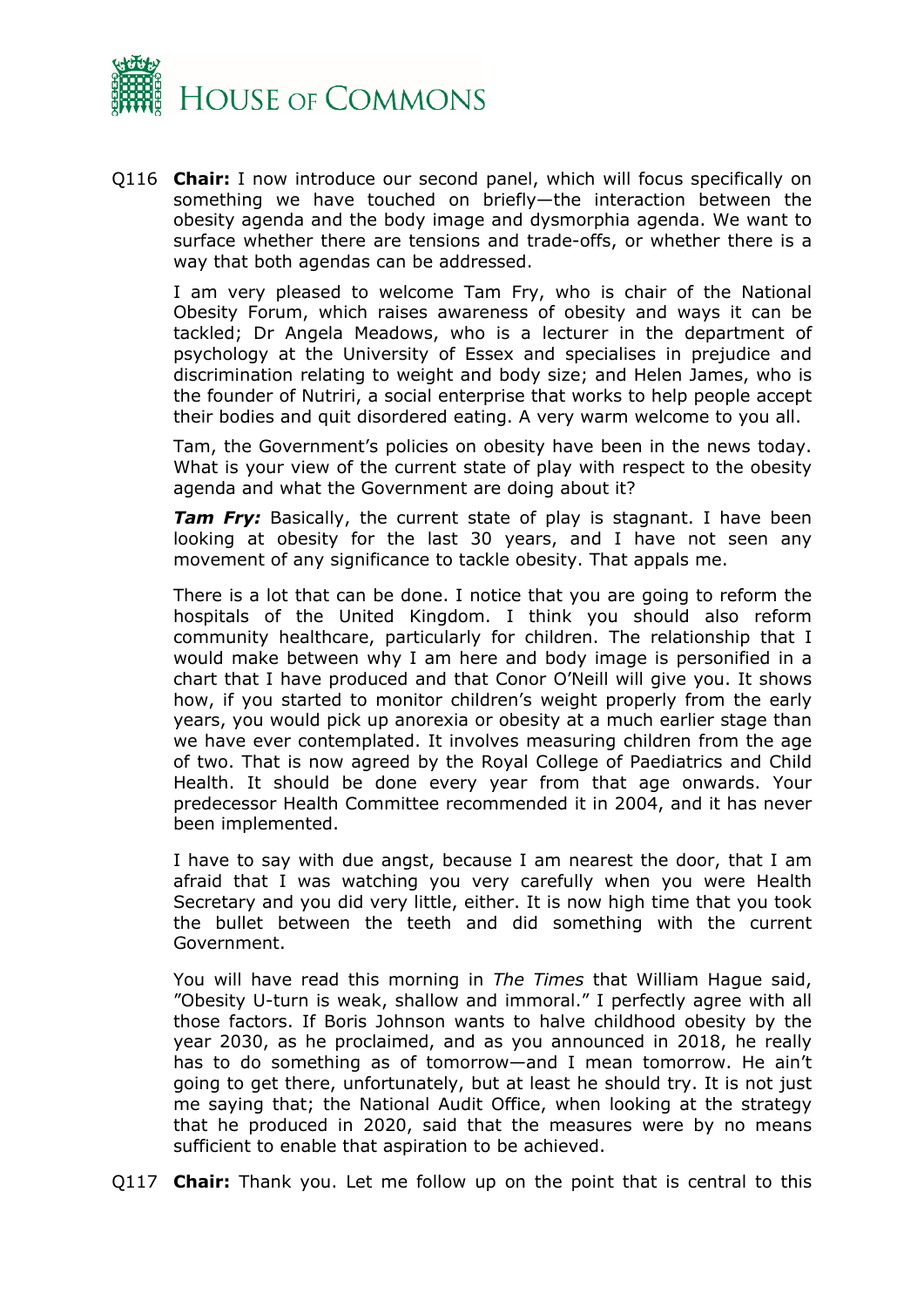Q116 **Chair:** I now introduce our second panel, which will focus specifically on something we have touched on briefly—the interaction between the obesity agenda and the body image and dysmorphia agenda. We want to surface whether there are tensions and trade-offs, or whether there is a way that both agendas can be addressed.

I am very pleased to welcome Tam Fry, who is chair of the National Obesity Forum, which raises awareness of obesity and ways it can be tackled; Dr Angela Meadows, who is a lecturer in the department of psychology at the University of Essex and specialises in prejudice and discrimination relating to weight and body size; and Helen James, who is the founder of Nutriri, a social enterprise that works to help people accept their bodies and quit disordered eating. A very warm welcome to you all.

Tam, the Government's policies on obesity have been in the news today. What is your view of the current state of play with respect to the obesity agenda and what the Government are doing about it?

***Tam Fry:*** Basically, the current state of play is stagnant. I have been looking at obesity for the last 30 years, and I have not seen any movement of any significance to tackle obesity. That appals me.

There is a lot that can be done. I notice that you are going to reform the hospitals of the United Kingdom. I think you should also reform community healthcare, particularly for children. The relationship that I would make between why I am here and body image is personified in a chart that I have produced and that Conor O'Neill will give you. It shows how, if you started to monitor children's weight properly from the early years, you would pick up anorexia or obesity at a much earlier stage than we have ever contemplated. It involves measuring children from the age of two. That is now agreed by the Royal College of Paediatrics and Child Health. It should be done every year from that age onwards. Your predecessor Health Committee recommended it in 2004, and it has never been implemented.

I have to say with due angst, because I am nearest the door, that I am afraid that I was watching you very carefully when you were Health Secretary and you did very little, either. It is now high time that you took the bullet between the teeth and did something with the current Government.

You will have read this morning in *The Times* that William Hague said, "Obesity U-turn is weak, shallow and immoral." I perfectly agree with all those factors. If Boris Johnson wants to halve childhood obesity by the year 2030, as he proclaimed, and as you announced in 2018, he really has to do something as of tomorrow—and I mean tomorrow. He ain't going to get there, unfortunately, but at least he should try. It is not just me saying that; the National Audit Office, when looking at the strategy that he produced in 2020, said that the measures were by no means sufficient to enable that aspiration to be achieved.

Q117 **Chair:** Thank you. Let me follow up on the point that is central to this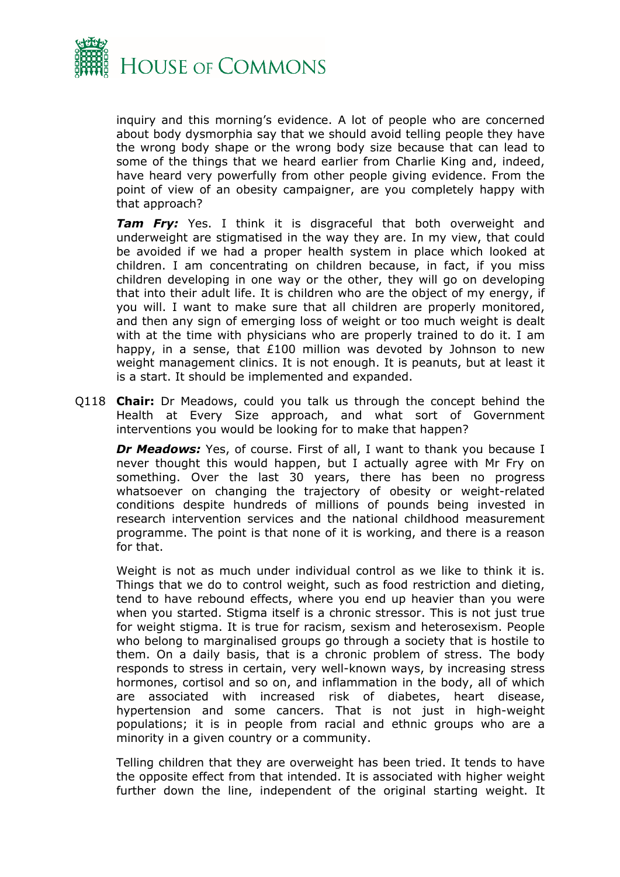inquiry and this morning's evidence. A lot of people who are concerned about body dysmorphia say that we should avoid telling people they have the wrong body shape or the wrong body size because that can lead to some of the things that we heard earlier from Charlie King and, indeed, have heard very powerfully from other people giving evidence. From the point of view of an obesity campaigner, are you completely happy with that approach?

***Tam Fry:*** Yes. I think it is disgraceful that both overweight and underweight are stigmatised in the way they are. In my view, that could be avoided if we had a proper health system in place which looked at children. I am concentrating on children because, in fact, if you miss children developing in one way or the other, they will go on developing that into their adult life. It is children who are the object of my energy, if you will. I want to make sure that all children are properly monitored, and then any sign of emerging loss of weight or too much weight is dealt with at the time with physicians who are properly trained to do it. I am happy, in a sense, that £100 million was devoted by Johnson to new weight management clinics. It is not enough. It is peanuts, but at least it is a start. It should be implemented and expanded.

Q118 **Chair:** Dr Meadows, could you talk us through the concept behind the Health at Every Size approach, and what sort of Government interventions you would be looking for to make that happen?

***Dr Meadows:*** Yes, of course. First of all, I want to thank you because I never thought this would happen, but I actually agree with Mr Fry on something. Over the last 30 years, there has been no progress whatsoever on changing the trajectory of obesity or weight-related conditions despite hundreds of millions of pounds being invested in research intervention services and the national childhood measurement programme. The point is that none of it is working, and there is a reason for that.

Weight is not as much under individual control as we like to think it is. Things that we do to control weight, such as food restriction and dieting, tend to have rebound effects, where you end up heavier than you were when you started. Stigma itself is a chronic stressor. This is not just true for weight stigma. It is true for racism, sexism and heterosexism. People who belong to marginalised groups go through a society that is hostile to them. On a daily basis, that is a chronic problem of stress. The body responds to stress in certain, very well-known ways, by increasing stress hormones, cortisol and so on, and inflammation in the body, all of which are associated with increased risk of diabetes, heart disease, hypertension and some cancers. That is not just in high-weight populations; it is in people from racial and ethnic groups who are a minority in a given country or a community.

Telling children that they are overweight has been tried. It tends to have the opposite effect from that intended. It is associated with higher weight further down the line, independent of the original starting weight. It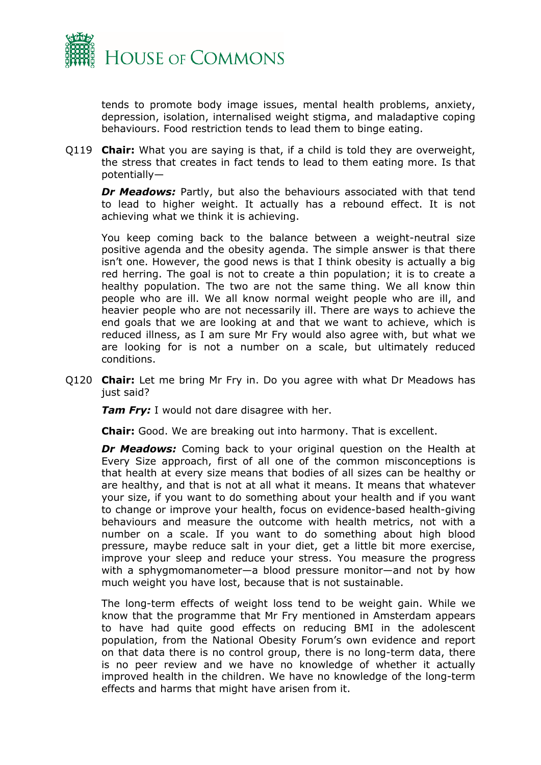tends to promote body image issues, mental health problems, anxiety, depression, isolation, internalised weight stigma, and maladaptive coping behaviours. Food restriction tends to lead them to binge eating.

Q119 **Chair:** What you are saying is that, if a child is told they are overweight, the stress that creates in fact tends to lead to them eating more. Is that potentially—

***Dr Meadows:*** Partly, but also the behaviours associated with that tend to lead to higher weight. It actually has a rebound effect. It is not achieving what we think it is achieving.

You keep coming back to the balance between a weight-neutral size positive agenda and the obesity agenda. The simple answer is that there isn't one. However, the good news is that I think obesity is actually a big red herring. The goal is not to create a thin population; it is to create a healthy population. The two are not the same thing. We all know thin people who are ill. We all know normal weight people who are ill, and heavier people who are not necessarily ill. There are ways to achieve the end goals that we are looking at and that we want to achieve, which is reduced illness, as I am sure Mr Fry would also agree with, but what we are looking for is not a number on a scale, but ultimately reduced conditions.

Q120 **Chair:** Let me bring Mr Fry in. Do you agree with what Dr Meadows has just said?

***Tam Fry:*** I would not dare disagree with her.

**Chair:** Good. We are breaking out into harmony. That is excellent.

***Dr Meadows:*** Coming back to your original question on the Health at Every Size approach, first of all one of the common misconceptions is that health at every size means that bodies of all sizes can be healthy or are healthy, and that is not at all what it means. It means that whatever your size, if you want to do something about your health and if you want to change or improve your health, focus on evidence-based health-giving behaviours and measure the outcome with health metrics, not with a number on a scale. If you want to do something about high blood pressure, maybe reduce salt in your diet, get a little bit more exercise, improve your sleep and reduce your stress. You measure the progress with a sphygmomanometer—a blood pressure monitor—and not by how much weight you have lost, because that is not sustainable.

The long-term effects of weight loss tend to be weight gain. While we know that the programme that Mr Fry mentioned in Amsterdam appears to have had quite good effects on reducing BMI in the adolescent population, from the National Obesity Forum's own evidence and report on that data there is no control group, there is no long-term data, there is no peer review and we have no knowledge of whether it actually improved health in the children. We have no knowledge of the long-term effects and harms that might have arisen from it.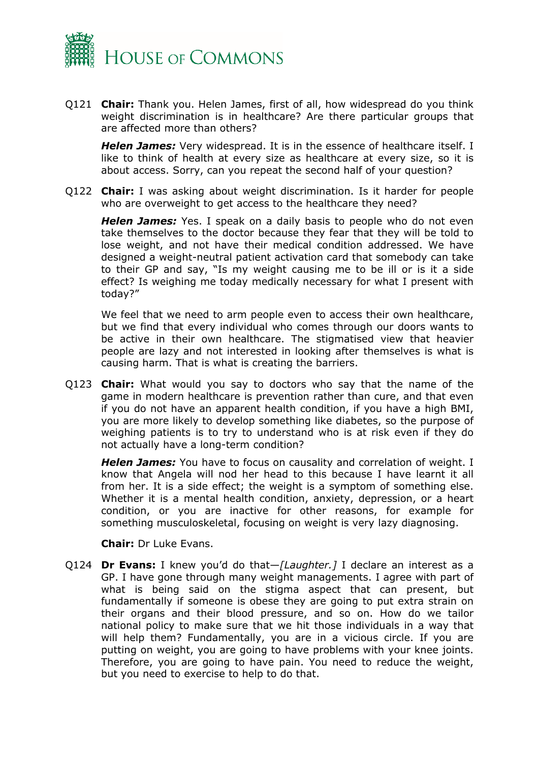Q121 **Chair:** Thank you. Helen James, first of all, how widespread do you think weight discrimination is in healthcare? Are there particular groups that are affected more than others?

***Helen James:*** Very widespread. It is in the essence of healthcare itself. I like to think of health at every size as healthcare at every size, so it is about access. Sorry, can you repeat the second half of your question?

Q122 **Chair:** I was asking about weight discrimination. Is it harder for people who are overweight to get access to the healthcare they need?

***Helen James:*** Yes. I speak on a daily basis to people who do not even take themselves to the doctor because they fear that they will be told to lose weight, and not have their medical condition addressed. We have designed a weight-neutral patient activation card that somebody can take to their GP and say, "Is my weight causing me to be ill or is it a side effect? Is weighing me today medically necessary for what I present with today?"

We feel that we need to arm people even to access their own healthcare, but we find that every individual who comes through our doors wants to be active in their own healthcare. The stigmatised view that heavier people are lazy and not interested in looking after themselves is what is causing harm. That is what is creating the barriers.

Q123 **Chair:** What would you say to doctors who say that the name of the game in modern healthcare is prevention rather than cure, and that even if you do not have an apparent health condition, if you have a high BMI, you are more likely to develop something like diabetes, so the purpose of weighing patients is to try to understand who is at risk even if they do not actually have a long-term condition?

***Helen James:*** You have to focus on causality and correlation of weight. I know that Angela will nod her head to this because I have learnt it all from her. It is a side effect; the weight is a symptom of something else. Whether it is a mental health condition, anxiety, depression, or a heart condition, or you are inactive for other reasons, for example for something musculoskeletal, focusing on weight is very lazy diagnosing.

**Chair:** Dr Luke Evans.

Q124 **Dr Evans:** I knew you'd do that—*[Laughter.]* I declare an interest as a GP. I have gone through many weight managements. I agree with part of what is being said on the stigma aspect that can present, but fundamentally if someone is obese they are going to put extra strain on their organs and their blood pressure, and so on. How do we tailor national policy to make sure that we hit those individuals in a way that will help them? Fundamentally, you are in a vicious circle. If you are putting on weight, you are going to have problems with your knee joints. Therefore, you are going to have pain. You need to reduce the weight, but you need to exercise to help to do that.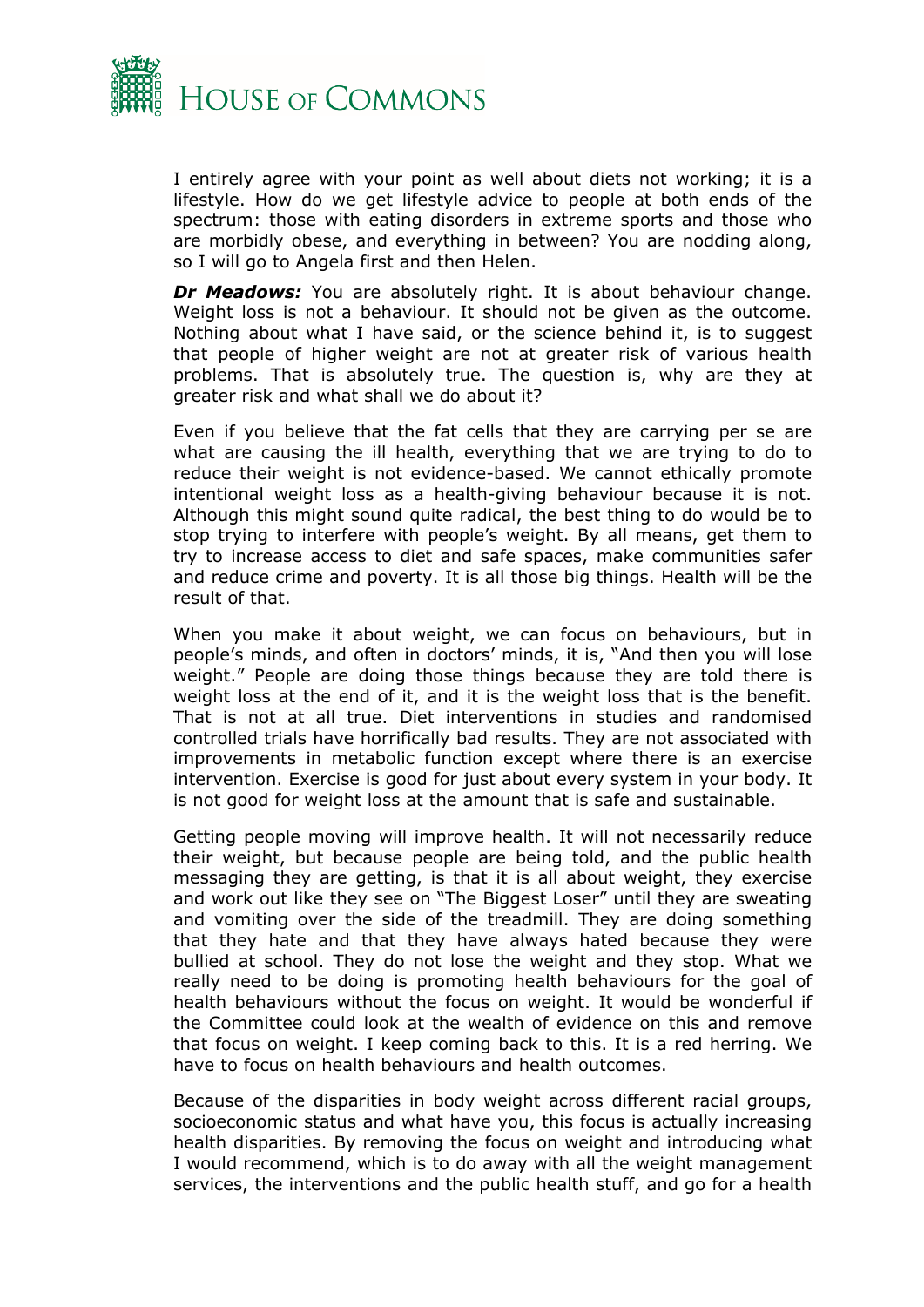I entirely agree with your point as well about diets not working; it is a lifestyle. How do we get lifestyle advice to people at both ends of the spectrum: those with eating disorders in extreme sports and those who are morbidly obese, and everything in between? You are nodding along, so I will go to Angela first and then Helen.

***Dr Meadows:*** You are absolutely right. It is about behaviour change. Weight loss is not a behaviour. It should not be given as the outcome. Nothing about what I have said, or the science behind it, is to suggest that people of higher weight are not at greater risk of various health problems. That is absolutely true. The question is, why are they at greater risk and what shall we do about it?

Even if you believe that the fat cells that they are carrying per se are what are causing the ill health, everything that we are trying to do to reduce their weight is not evidence-based. We cannot ethically promote intentional weight loss as a health-giving behaviour because it is not. Although this might sound quite radical, the best thing to do would be to stop trying to interfere with people's weight. By all means, get them to try to increase access to diet and safe spaces, make communities safer and reduce crime and poverty. It is all those big things. Health will be the result of that.

When you make it about weight, we can focus on behaviours, but in people's minds, and often in doctors' minds, it is, "And then you will lose weight." People are doing those things because they are told there is weight loss at the end of it, and it is the weight loss that is the benefit. That is not at all true. Diet interventions in studies and randomised controlled trials have horrifically bad results. They are not associated with improvements in metabolic function except where there is an exercise intervention. Exercise is good for just about every system in your body. It is not good for weight loss at the amount that is safe and sustainable.

Getting people moving will improve health. It will not necessarily reduce their weight, but because people are being told, and the public health messaging they are getting, is that it is all about weight, they exercise and work out like they see on "The Biggest Loser" until they are sweating and vomiting over the side of the treadmill. They are doing something that they hate and that they have always hated because they were bullied at school. They do not lose the weight and they stop. What we really need to be doing is promoting health behaviours for the goal of health behaviours without the focus on weight. It would be wonderful if the Committee could look at the wealth of evidence on this and remove that focus on weight. I keep coming back to this. It is a red herring. We have to focus on health behaviours and health outcomes.

Because of the disparities in body weight across different racial groups, socioeconomic status and what have you, this focus is actually increasing health disparities. By removing the focus on weight and introducing what I would recommend, which is to do away with all the weight management services, the interventions and the public health stuff, and go for a health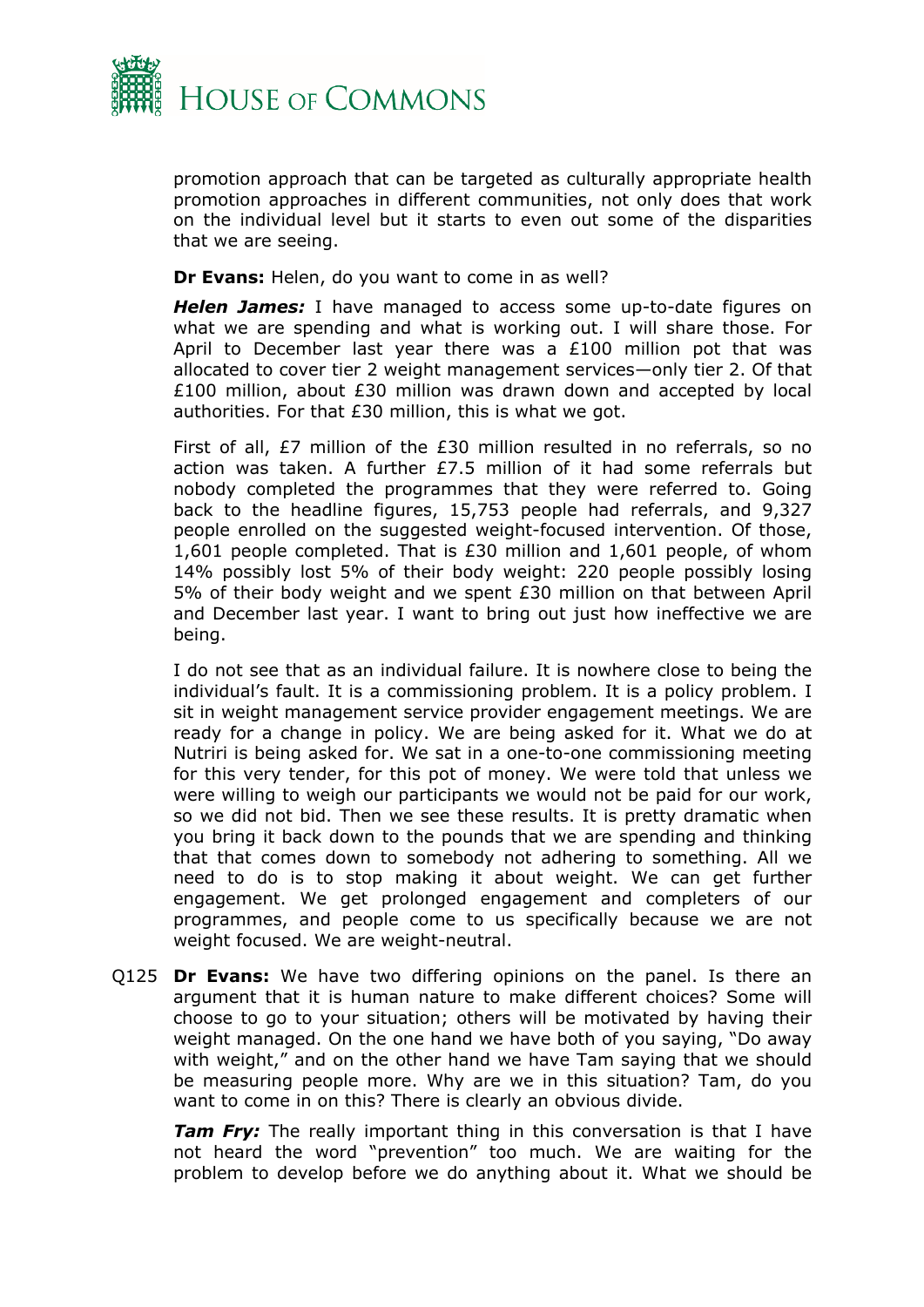promotion approach that can be targeted as culturally appropriate health promotion approaches in different communities, not only does that work on the individual level but it starts to even out some of the disparities that we are seeing.

**Dr Evans:** Helen, do you want to come in as well?

***Helen James:*** I have managed to access some up-to-date figures on what we are spending and what is working out. I will share those. For April to December last year there was a £100 million pot that was allocated to cover tier 2 weight management services—only tier 2. Of that £100 million, about £30 million was drawn down and accepted by local authorities. For that £30 million, this is what we got.

First of all, £7 million of the £30 million resulted in no referrals, so no action was taken. A further £7.5 million of it had some referrals but nobody completed the programmes that they were referred to. Going back to the headline figures, 15,753 people had referrals, and 9,327 people enrolled on the suggested weight-focused intervention. Of those, 1,601 people completed. That is £30 million and 1,601 people, of whom 14% possibly lost 5% of their body weight: 220 people possibly losing 5% of their body weight and we spent £30 million on that between April and December last year. I want to bring out just how ineffective we are being.

I do not see that as an individual failure. It is nowhere close to being the individual's fault. It is a commissioning problem. It is a policy problem. I sit in weight management service provider engagement meetings. We are ready for a change in policy. We are being asked for it. What we do at Nutriri is being asked for. We sat in a one-to-one commissioning meeting for this very tender, for this pot of money. We were told that unless we were willing to weigh our participants we would not be paid for our work, so we did not bid. Then we see these results. It is pretty dramatic when you bring it back down to the pounds that we are spending and thinking that that comes down to somebody not adhering to something. All we need to do is to stop making it about weight. We can get further engagement. We get prolonged engagement and completers of our programmes, and people come to us specifically because we are not weight focused. We are weight-neutral.

Q125 **Dr Evans:** We have two differing opinions on the panel. Is there an argument that it is human nature to make different choices? Some will choose to go to your situation; others will be motivated by having their weight managed. On the one hand we have both of you saying, "Do away with weight," and on the other hand we have Tam saying that we should be measuring people more. Why are we in this situation? Tam, do you want to come in on this? There is clearly an obvious divide.

***Tam Fry:*** The really important thing in this conversation is that I have not heard the word "prevention" too much. We are waiting for the problem to develop before we do anything about it. What we should be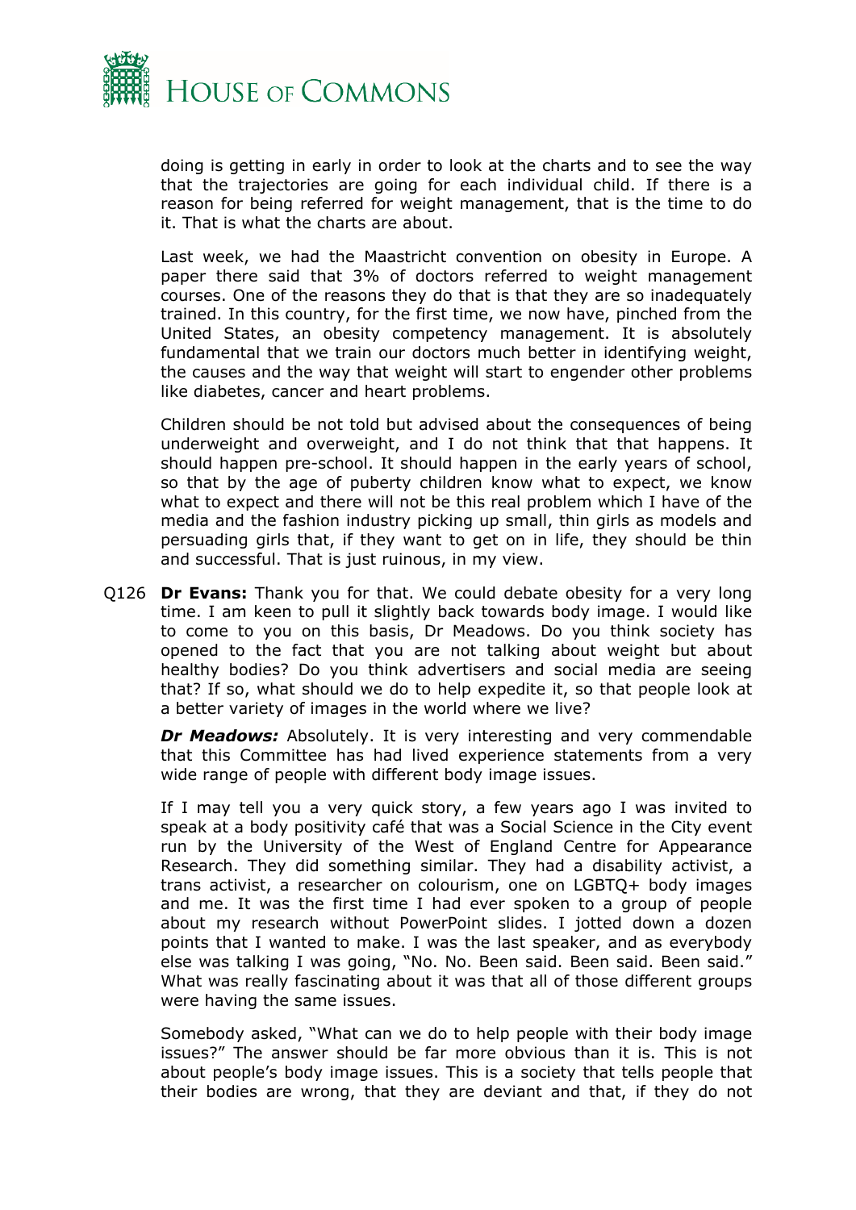doing is getting in early in order to look at the charts and to see the way that the trajectories are going for each individual child. If there is a reason for being referred for weight management, that is the time to do it. That is what the charts are about.

Last week, we had the Maastricht convention on obesity in Europe. A paper there said that 3% of doctors referred to weight management courses. One of the reasons they do that is that they are so inadequately trained. In this country, for the first time, we now have, pinched from the United States, an obesity competency management. It is absolutely fundamental that we train our doctors much better in identifying weight, the causes and the way that weight will start to engender other problems like diabetes, cancer and heart problems.

Children should be not told but advised about the consequences of being underweight and overweight, and I do not think that that happens. It should happen pre-school. It should happen in the early years of school, so that by the age of puberty children know what to expect, we know what to expect and there will not be this real problem which I have of the media and the fashion industry picking up small, thin girls as models and persuading girls that, if they want to get on in life, they should be thin and successful. That is just ruinous, in my view.

Q126 **Dr Evans:** Thank you for that. We could debate obesity for a very long time. I am keen to pull it slightly back towards body image. I would like to come to you on this basis, Dr Meadows. Do you think society has opened to the fact that you are not talking about weight but about healthy bodies? Do you think advertisers and social media are seeing that? If so, what should we do to help expedite it, so that people look at a better variety of images in the world where we live?

***Dr Meadows:*** Absolutely. It is very interesting and very commendable that this Committee has had lived experience statements from a very wide range of people with different body image issues.

If I may tell you a very quick story, a few years ago I was invited to speak at a body positivity café that was a Social Science in the City event run by the University of the West of England Centre for Appearance Research. They did something similar. They had a disability activist, a trans activist, a researcher on colourism, one on LGBTQ+ body images and me. It was the first time I had ever spoken to a group of people about my research without PowerPoint slides. I jotted down a dozen points that I wanted to make. I was the last speaker, and as everybody else was talking I was going, "No. No. Been said. Been said. Been said." What was really fascinating about it was that all of those different groups were having the same issues.

Somebody asked, "What can we do to help people with their body image issues?" The answer should be far more obvious than it is. This is not about people's body image issues. This is a society that tells people that their bodies are wrong, that they are deviant and that, if they do not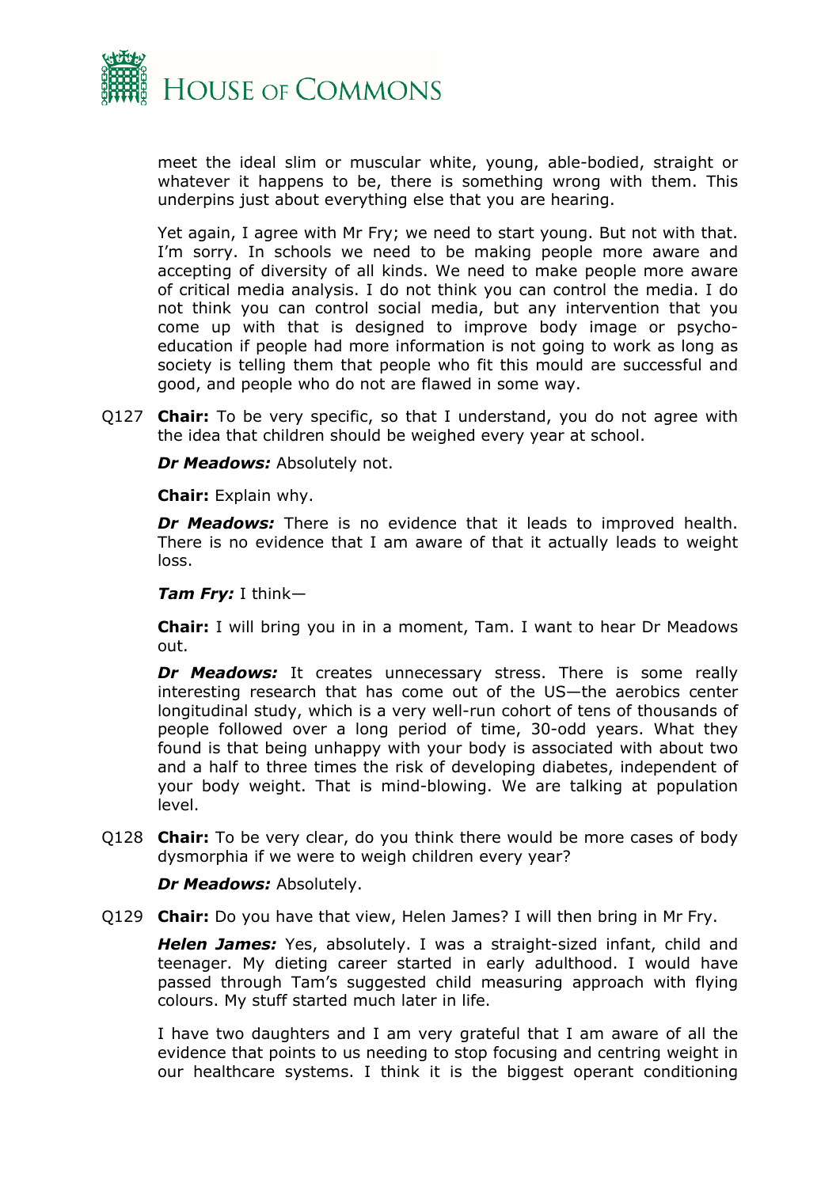meet the ideal slim or muscular white, young, able-bodied, straight or whatever it happens to be, there is something wrong with them. This underpins just about everything else that you are hearing.

Yet again, I agree with Mr Fry; we need to start young. But not with that. I'm sorry. In schools we need to be making people more aware and accepting of diversity of all kinds. We need to make people more aware of critical media analysis. I do not think you can control the media. I do not think you can control social media, but any intervention that you come up with that is designed to improve body image or psycho-education if people had more information is not going to work as long as society is telling them that people who fit this mould are successful and good, and people who do not are flawed in some way.

Q127 **Chair:** To be very specific, so that I understand, you do not agree with the idea that children should be weighed every year at school.

***Dr Meadows:*** Absolutely not.

**Chair:** Explain why.

***Dr Meadows:*** There is no evidence that it leads to improved health. There is no evidence that I am aware of that it actually leads to weight loss.

***Tam Fry:*** I think—

**Chair:** I will bring you in in a moment, Tam. I want to hear Dr Meadows out.

***Dr Meadows:*** It creates unnecessary stress. There is some really interesting research that has come out of the US—the aerobics center longitudinal study, which is a very well-run cohort of tens of thousands of people followed over a long period of time, 30-odd years. What they found is that being unhappy with your body is associated with about two and a half to three times the risk of developing diabetes, independent of your body weight. That is mind-blowing. We are talking at population level.

Q128 **Chair:** To be very clear, do you think there would be more cases of body dysmorphia if we were to weigh children every year?

***Dr Meadows:*** Absolutely.

Q129 **Chair:** Do you have that view, Helen James? I will then bring in Mr Fry.

***Helen James:*** Yes, absolutely. I was a straight-sized infant, child and teenager. My dieting career started in early adulthood. I would have passed through Tam's suggested child measuring approach with flying colours. My stuff started much later in life.

I have two daughters and I am very grateful that I am aware of all the evidence that points to us needing to stop focusing and centring weight in our healthcare systems. I think it is the biggest operant conditioning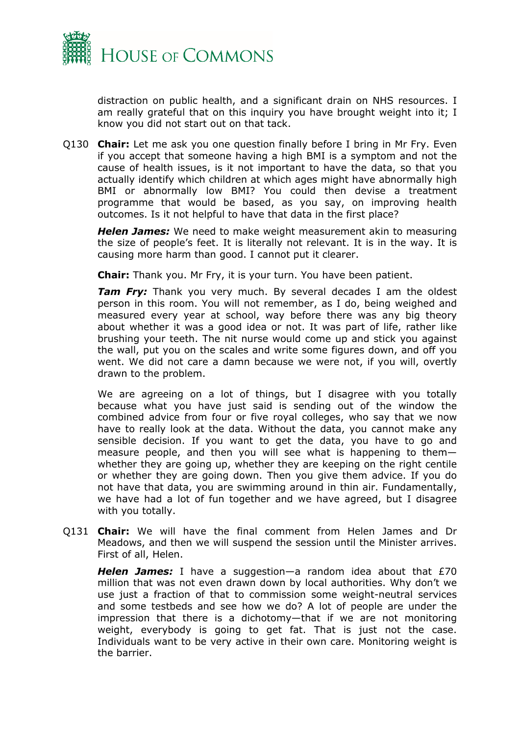distraction on public health, and a significant drain on NHS resources. I am really grateful that on this inquiry you have brought weight into it; I know you did not start out on that tack.

Q130 **Chair:** Let me ask you one question finally before I bring in Mr Fry. Even if you accept that someone having a high BMI is a symptom and not the cause of health issues, is it not important to have the data, so that you actually identify which children at which ages might have abnormally high BMI or abnormally low BMI? You could then devise a treatment programme that would be based, as you say, on improving health outcomes. Is it not helpful to have that data in the first place?

***Helen James:*** We need to make weight measurement akin to measuring the size of people's feet. It is literally not relevant. It is in the way. It is causing more harm than good. I cannot put it clearer.

**Chair:** Thank you. Mr Fry, it is your turn. You have been patient.

***Tam Fry:*** Thank you very much. By several decades I am the oldest person in this room. You will not remember, as I do, being weighed and measured every year at school, way before there was any big theory about whether it was a good idea or not. It was part of life, rather like brushing your teeth. The nit nurse would come up and stick you against the wall, put you on the scales and write some figures down, and off you went. We did not care a damn because we were not, if you will, overtly drawn to the problem.

We are agreeing on a lot of things, but I disagree with you totally because what you have just said is sending out of the window the combined advice from four or five royal colleges, who say that we now have to really look at the data. Without the data, you cannot make any sensible decision. If you want to get the data, you have to go and measure people, and then you will see what is happening to them—whether they are going up, whether they are keeping on the right centile or whether they are going down. Then you give them advice. If you do not have that data, you are swimming around in thin air. Fundamentally, we have had a lot of fun together and we have agreed, but I disagree with you totally.

Q131 **Chair:** We will have the final comment from Helen James and Dr Meadows, and then we will suspend the session until the Minister arrives. First of all, Helen.

***Helen James:*** I have a suggestion—a random idea about that £70 million that was not even drawn down by local authorities. Why don't we use just a fraction of that to commission some weight-neutral services and some testbeds and see how we do? A lot of people are under the impression that there is a dichotomy—that if we are not monitoring weight, everybody is going to get fat. That is just not the case. Individuals want to be very active in their own care. Monitoring weight is the barrier.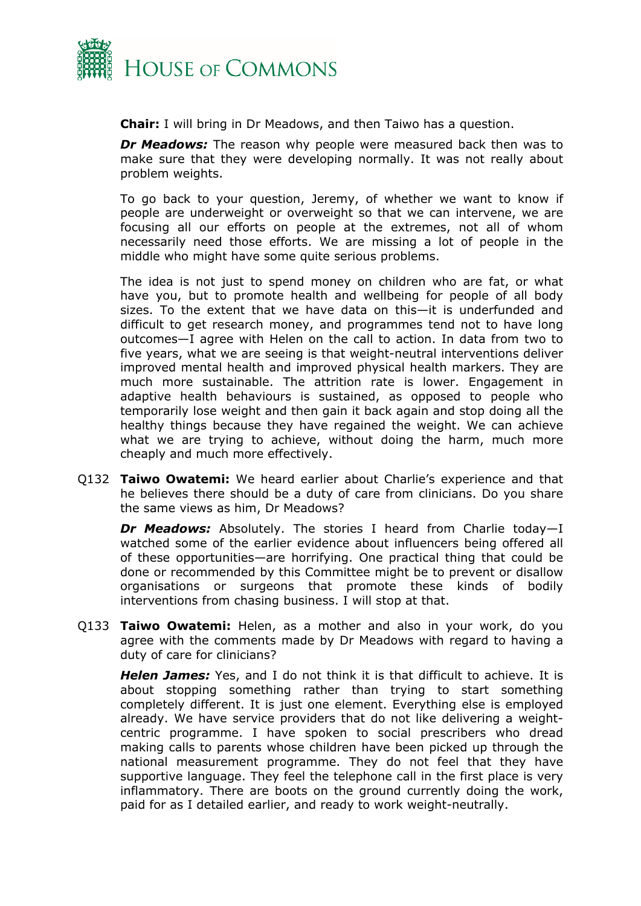**Chair:** I will bring in Dr Meadows, and then Taiwo has a question.

***Dr Meadows:*** The reason why people were measured back then was to make sure that they were developing normally. It was not really about problem weights.

To go back to your question, Jeremy, of whether we want to know if people are underweight or overweight so that we can intervene, we are focusing all our efforts on people at the extremes, not all of whom necessarily need those efforts. We are missing a lot of people in the middle who might have some quite serious problems.

The idea is not just to spend money on children who are fat, or what have you, but to promote health and wellbeing for people of all body sizes. To the extent that we have data on this—it is underfunded and difficult to get research money, and programmes tend not to have long outcomes—I agree with Helen on the call to action. In data from two to five years, what we are seeing is that weight-neutral interventions deliver improved mental health and improved physical health markers. They are much more sustainable. The attrition rate is lower. Engagement in adaptive health behaviours is sustained, as opposed to people who temporarily lose weight and then gain it back again and stop doing all the healthy things because they have regained the weight. We can achieve what we are trying to achieve, without doing the harm, much more cheaply and much more effectively.

Q132 **Taiwo Owatemi:** We heard earlier about Charlie's experience and that he believes there should be a duty of care from clinicians. Do you share the same views as him, Dr Meadows?

***Dr Meadows:*** Absolutely. The stories I heard from Charlie today—I watched some of the earlier evidence about influencers being offered all of these opportunities—are horrifying. One practical thing that could be done or recommended by this Committee might be to prevent or disallow organisations or surgeons that promote these kinds of bodily interventions from chasing business. I will stop at that.

Q133 **Taiwo Owatemi:** Helen, as a mother and also in your work, do you agree with the comments made by Dr Meadows with regard to having a duty of care for clinicians?

***Helen James:*** Yes, and I do not think it is that difficult to achieve. It is about stopping something rather than trying to start something completely different. It is just one element. Everything else is employed already. We have service providers that do not like delivering a weight-centric programme. I have spoken to social prescribers who dread making calls to parents whose children have been picked up through the national measurement programme. They do not feel that they have supportive language. They feel the telephone call in the first place is very inflammatory. There are boots on the ground currently doing the work, paid for as I detailed earlier, and ready to work weight-neutrally.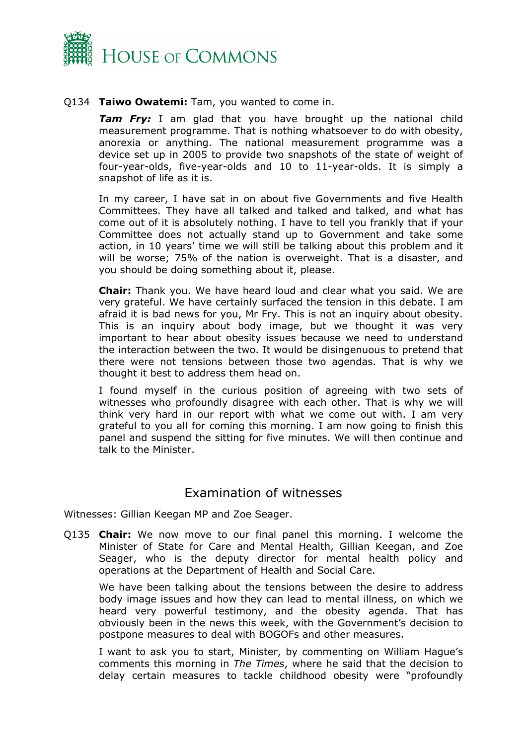Q134 **Taiwo Owatemi:** Tam, you wanted to come in.

***Tam Fry:*** I am glad that you have brought up the national child measurement programme. That is nothing whatsoever to do with obesity, anorexia or anything. The national measurement programme was a device set up in 2005 to provide two snapshots of the state of weight of four-year-olds, five-year-olds and 10 to 11-year-olds. It is simply a snapshot of life as it is.

In my career, I have sat in on about five Governments and five Health Committees. They have all talked and talked and talked, and what has come out of it is absolutely nothing. I have to tell you frankly that if your Committee does not actually stand up to Government and take some action, in 10 years' time we will still be talking about this problem and it will be worse; 75% of the nation is overweight. That is a disaster, and you should be doing something about it, please.

**Chair:** Thank you. We have heard loud and clear what you said. We are very grateful. We have certainly surfaced the tension in this debate. I am afraid it is bad news for you, Mr Fry. This is not an inquiry about obesity. This is an inquiry about body image, but we thought it was very important to hear about obesity issues because we need to understand the interaction between the two. It would be disingenuous to pretend that there were not tensions between those two agendas. That is why we thought it best to address them head on.

I found myself in the curious position of agreeing with two sets of witnesses who profoundly disagree with each other. That is why we will think very hard in our report with what we come out with. I am very grateful to you all for coming this morning. I am now going to finish this panel and suspend the sitting for five minutes. We will then continue and talk to the Minister.

## Examination of witnesses

Witnesses: Gillian Keegan MP and Zoe Seager.

Q135 **Chair:** We now move to our final panel this morning. I welcome the Minister of State for Care and Mental Health, Gillian Keegan, and Zoe Seager, who is the deputy director for mental health policy and operations at the Department of Health and Social Care.

We have been talking about the tensions between the desire to address body image issues and how they can lead to mental illness, on which we heard very powerful testimony, and the obesity agenda. That has obviously been in the news this week, with the Government's decision to postpone measures to deal with BOGOFs and other measures.

I want to ask you to start, Minister, by commenting on William Hague's comments this morning in *The Times*, where he said that the decision to delay certain measures to tackle childhood obesity were "profoundly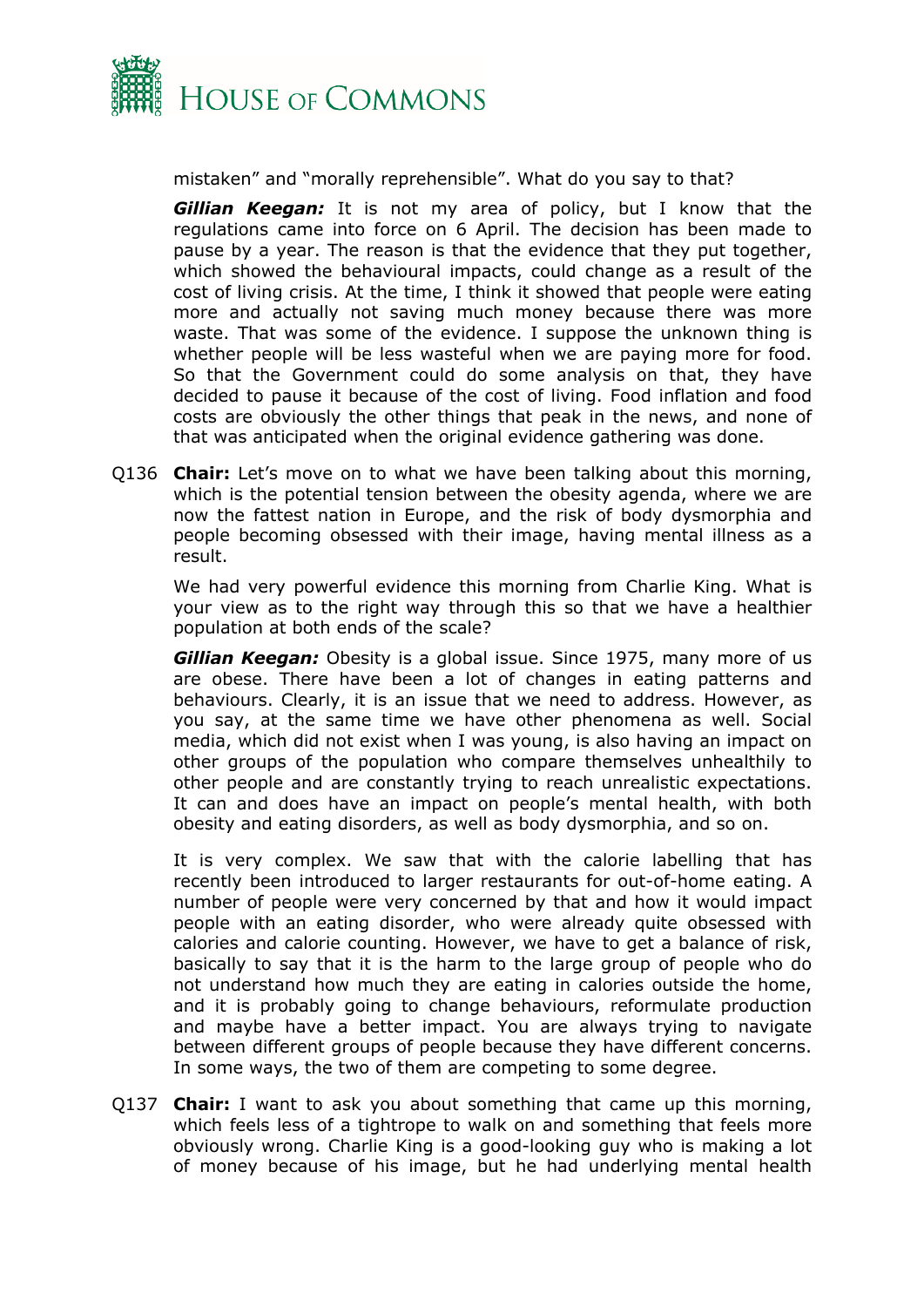mistaken" and "morally reprehensible". What do you say to that?

***Gillian Keegan:*** It is not my area of policy, but I know that the regulations came into force on 6 April. The decision has been made to pause by a year. The reason is that the evidence that they put together, which showed the behavioural impacts, could change as a result of the cost of living crisis. At the time, I think it showed that people were eating more and actually not saving much money because there was more waste. That was some of the evidence. I suppose the unknown thing is whether people will be less wasteful when we are paying more for food. So that the Government could do some analysis on that, they have decided to pause it because of the cost of living. Food inflation and food costs are obviously the other things that peak in the news, and none of that was anticipated when the original evidence gathering was done.

Q136 **Chair:** Let's move on to what we have been talking about this morning, which is the potential tension between the obesity agenda, where we are now the fattest nation in Europe, and the risk of body dysmorphia and people becoming obsessed with their image, having mental illness as a result.

We had very powerful evidence this morning from Charlie King. What is your view as to the right way through this so that we have a healthier population at both ends of the scale?

***Gillian Keegan:*** Obesity is a global issue. Since 1975, many more of us are obese. There have been a lot of changes in eating patterns and behaviours. Clearly, it is an issue that we need to address. However, as you say, at the same time we have other phenomena as well. Social media, which did not exist when I was young, is also having an impact on other groups of the population who compare themselves unhealthily to other people and are constantly trying to reach unrealistic expectations. It can and does have an impact on people's mental health, with both obesity and eating disorders, as well as body dysmorphia, and so on.

It is very complex. We saw that with the calorie labelling that has recently been introduced to larger restaurants for out-of-home eating. A number of people were very concerned by that and how it would impact people with an eating disorder, who were already quite obsessed with calories and calorie counting. However, we have to get a balance of risk, basically to say that it is the harm to the large group of people who do not understand how much they are eating in calories outside the home, and it is probably going to change behaviours, reformulate production and maybe have a better impact. You are always trying to navigate between different groups of people because they have different concerns. In some ways, the two of them are competing to some degree.

Q137 **Chair:** I want to ask you about something that came up this morning, which feels less of a tightrope to walk on and something that feels more obviously wrong. Charlie King is a good-looking guy who is making a lot of money because of his image, but he had underlying mental health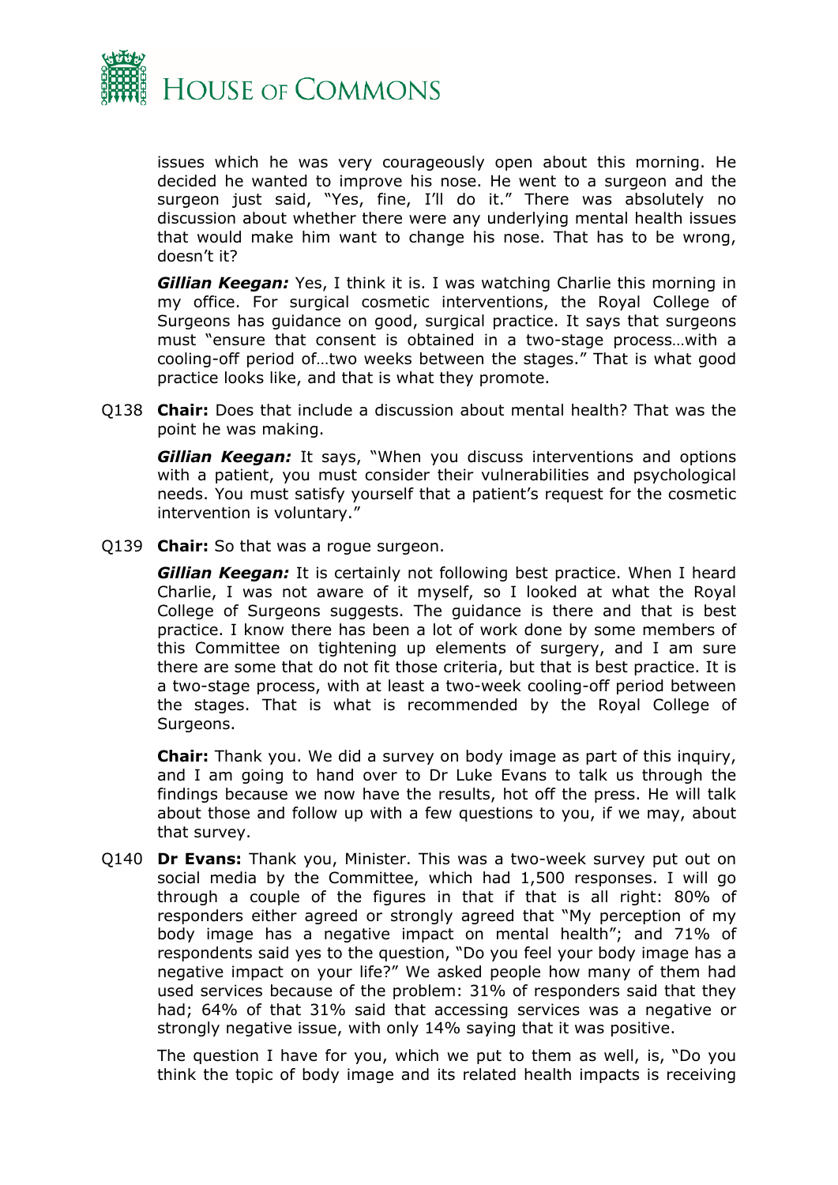issues which he was very courageously open about this morning. He decided he wanted to improve his nose. He went to a surgeon and the surgeon just said, "Yes, fine, I'll do it." There was absolutely no discussion about whether there were any underlying mental health issues that would make him want to change his nose. That has to be wrong, doesn't it?

***Gillian Keegan:*** Yes, I think it is. I was watching Charlie this morning in my office. For surgical cosmetic interventions, the Royal College of Surgeons has guidance on good, surgical practice. It says that surgeons must "ensure that consent is obtained in a two-stage process…with a cooling-off period of…two weeks between the stages." That is what good practice looks like, and that is what they promote.

Q138 **Chair:** Does that include a discussion about mental health? That was the point he was making.

***Gillian Keegan:*** It says, "When you discuss interventions and options with a patient, you must consider their vulnerabilities and psychological needs. You must satisfy yourself that a patient's request for the cosmetic intervention is voluntary."

Q139 **Chair:** So that was a rogue surgeon.

***Gillian Keegan:*** It is certainly not following best practice. When I heard Charlie, I was not aware of it myself, so I looked at what the Royal College of Surgeons suggests. The guidance is there and that is best practice. I know there has been a lot of work done by some members of this Committee on tightening up elements of surgery, and I am sure there are some that do not fit those criteria, but that is best practice. It is a two-stage process, with at least a two-week cooling-off period between the stages. That is what is recommended by the Royal College of Surgeons.

**Chair:** Thank you. We did a survey on body image as part of this inquiry, and I am going to hand over to Dr Luke Evans to talk us through the findings because we now have the results, hot off the press. He will talk about those and follow up with a few questions to you, if we may, about that survey.

Q140 **Dr Evans:** Thank you, Minister. This was a two-week survey put out on social media by the Committee, which had 1,500 responses. I will go through a couple of the figures in that if that is all right: 80% of responders either agreed or strongly agreed that "My perception of my body image has a negative impact on mental health"; and 71% of respondents said yes to the question, "Do you feel your body image has a negative impact on your life?" We asked people how many of them had used services because of the problem: 31% of responders said that they had; 64% of that 31% said that accessing services was a negative or strongly negative issue, with only 14% saying that it was positive.

The question I have for you, which we put to them as well, is, "Do you think the topic of body image and its related health impacts is receiving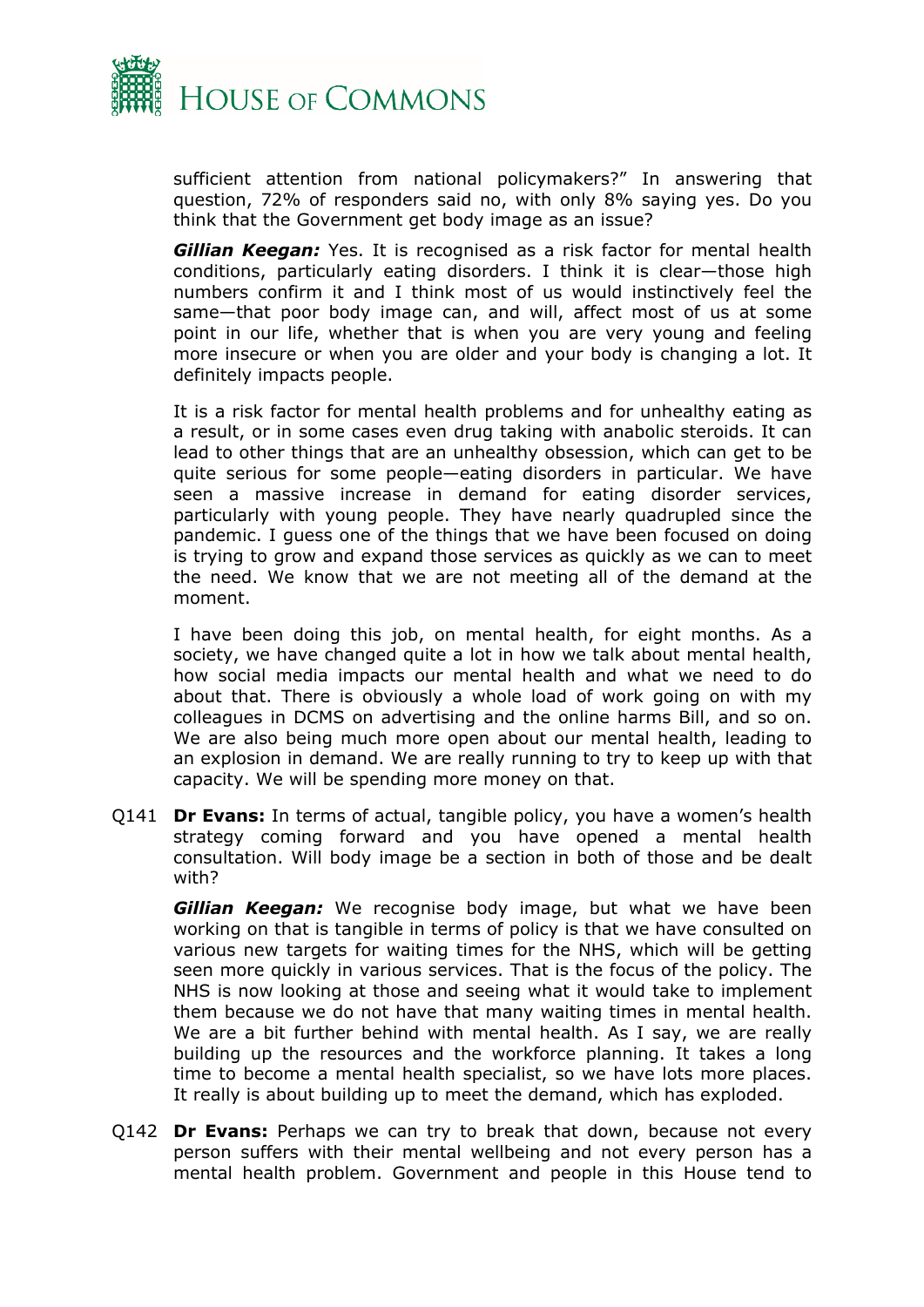sufficient attention from national policymakers?" In answering that question, 72% of responders said no, with only 8% saying yes. Do you think that the Government get body image as an issue?

***Gillian Keegan:*** Yes. It is recognised as a risk factor for mental health conditions, particularly eating disorders. I think it is clear—those high numbers confirm it and I think most of us would instinctively feel the same—that poor body image can, and will, affect most of us at some point in our life, whether that is when you are very young and feeling more insecure or when you are older and your body is changing a lot. It definitely impacts people.

It is a risk factor for mental health problems and for unhealthy eating as a result, or in some cases even drug taking with anabolic steroids. It can lead to other things that are an unhealthy obsession, which can get to be quite serious for some people—eating disorders in particular. We have seen a massive increase in demand for eating disorder services, particularly with young people. They have nearly quadrupled since the pandemic. I guess one of the things that we have been focused on doing is trying to grow and expand those services as quickly as we can to meet the need. We know that we are not meeting all of the demand at the moment.

I have been doing this job, on mental health, for eight months. As a society, we have changed quite a lot in how we talk about mental health, how social media impacts our mental health and what we need to do about that. There is obviously a whole load of work going on with my colleagues in DCMS on advertising and the online harms Bill, and so on. We are also being much more open about our mental health, leading to an explosion in demand. We are really running to try to keep up with that capacity. We will be spending more money on that.

Q141 **Dr Evans:** In terms of actual, tangible policy, you have a women's health strategy coming forward and you have opened a mental health consultation. Will body image be a section in both of those and be dealt with?

***Gillian Keegan:*** We recognise body image, but what we have been working on that is tangible in terms of policy is that we have consulted on various new targets for waiting times for the NHS, which will be getting seen more quickly in various services. That is the focus of the policy. The NHS is now looking at those and seeing what it would take to implement them because we do not have that many waiting times in mental health. We are a bit further behind with mental health. As I say, we are really building up the resources and the workforce planning. It takes a long time to become a mental health specialist, so we have lots more places. It really is about building up to meet the demand, which has exploded.

Q142 **Dr Evans:** Perhaps we can try to break that down, because not every person suffers with their mental wellbeing and not every person has a mental health problem. Government and people in this House tend to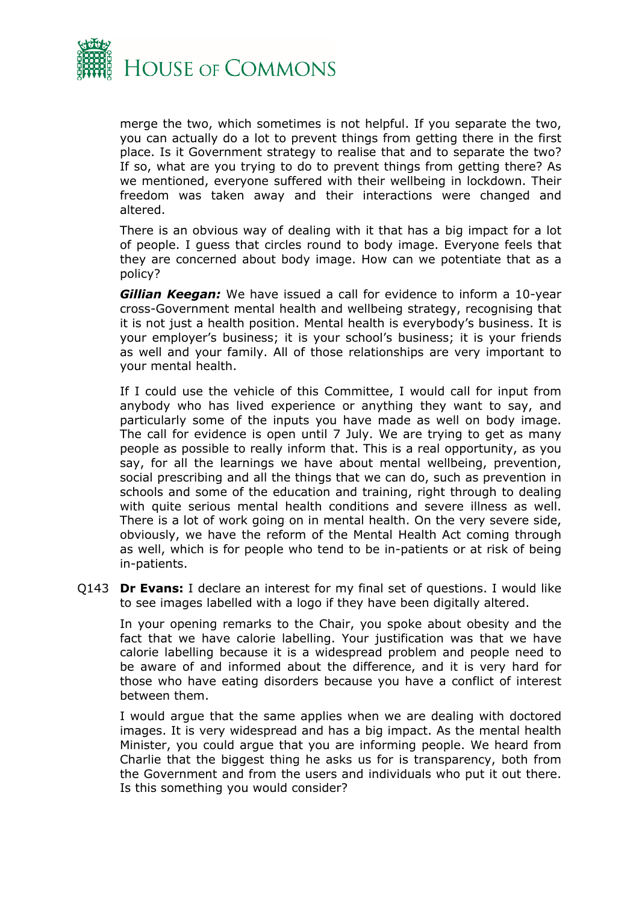merge the two, which sometimes is not helpful. If you separate the two, you can actually do a lot to prevent things from getting there in the first place. Is it Government strategy to realise that and to separate the two? If so, what are you trying to do to prevent things from getting there? As we mentioned, everyone suffered with their wellbeing in lockdown. Their freedom was taken away and their interactions were changed and altered.

There is an obvious way of dealing with it that has a big impact for a lot of people. I guess that circles round to body image. Everyone feels that they are concerned about body image. How can we potentiate that as a policy?

***Gillian Keegan:*** We have issued a call for evidence to inform a 10-year cross-Government mental health and wellbeing strategy, recognising that it is not just a health position. Mental health is everybody's business. It is your employer's business; it is your school's business; it is your friends as well and your family. All of those relationships are very important to your mental health.

If I could use the vehicle of this Committee, I would call for input from anybody who has lived experience or anything they want to say, and particularly some of the inputs you have made as well on body image. The call for evidence is open until 7 July. We are trying to get as many people as possible to really inform that. This is a real opportunity, as you say, for all the learnings we have about mental wellbeing, prevention, social prescribing and all the things that we can do, such as prevention in schools and some of the education and training, right through to dealing with quite serious mental health conditions and severe illness as well. There is a lot of work going on in mental health. On the very severe side, obviously, we have the reform of the Mental Health Act coming through as well, which is for people who tend to be in-patients or at risk of being in-patients.

Q143 **Dr Evans:** I declare an interest for my final set of questions. I would like to see images labelled with a logo if they have been digitally altered.

In your opening remarks to the Chair, you spoke about obesity and the fact that we have calorie labelling. Your justification was that we have calorie labelling because it is a widespread problem and people need to be aware of and informed about the difference, and it is very hard for those who have eating disorders because you have a conflict of interest between them.

I would argue that the same applies when we are dealing with doctored images. It is very widespread and has a big impact. As the mental health Minister, you could argue that you are informing people. We heard from Charlie that the biggest thing he asks us for is transparency, both from the Government and from the users and individuals who put it out there. Is this something you would consider?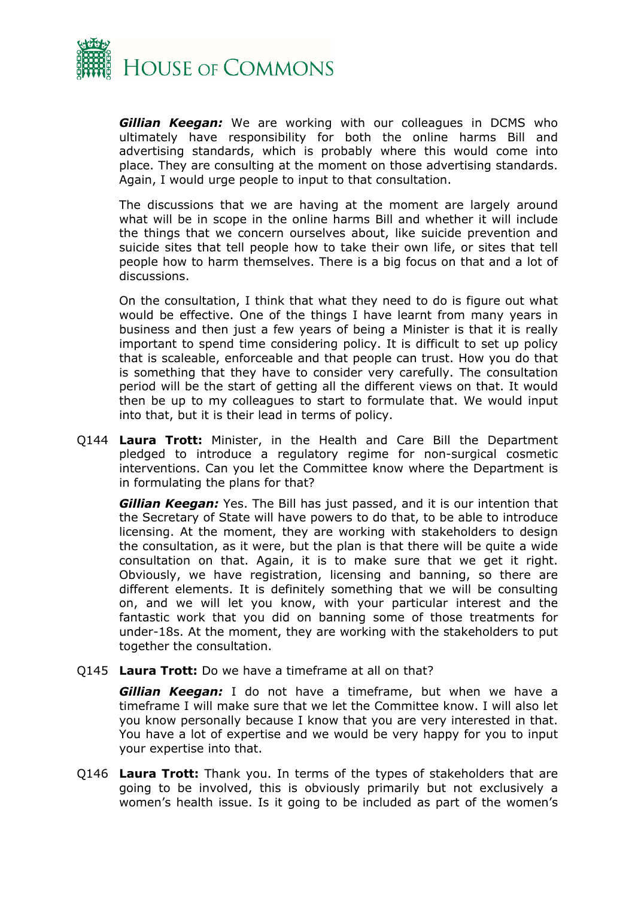***Gillian Keegan:*** We are working with our colleagues in DCMS who ultimately have responsibility for both the online harms Bill and advertising standards, which is probably where this would come into place. They are consulting at the moment on those advertising standards. Again, I would urge people to input to that consultation.

The discussions that we are having at the moment are largely around what will be in scope in the online harms Bill and whether it will include the things that we concern ourselves about, like suicide prevention and suicide sites that tell people how to take their own life, or sites that tell people how to harm themselves. There is a big focus on that and a lot of discussions.

On the consultation, I think that what they need to do is figure out what would be effective. One of the things I have learnt from many years in business and then just a few years of being a Minister is that it is really important to spend time considering policy. It is difficult to set up policy that is scaleable, enforceable and that people can trust. How you do that is something that they have to consider very carefully. The consultation period will be the start of getting all the different views on that. It would then be up to my colleagues to start to formulate that. We would input into that, but it is their lead in terms of policy.

Q144 **Laura Trott:** Minister, in the Health and Care Bill the Department pledged to introduce a regulatory regime for non-surgical cosmetic interventions. Can you let the Committee know where the Department is in formulating the plans for that?

***Gillian Keegan:*** Yes. The Bill has just passed, and it is our intention that the Secretary of State will have powers to do that, to be able to introduce licensing. At the moment, they are working with stakeholders to design the consultation, as it were, but the plan is that there will be quite a wide consultation on that. Again, it is to make sure that we get it right. Obviously, we have registration, licensing and banning, so there are different elements. It is definitely something that we will be consulting on, and we will let you know, with your particular interest and the fantastic work that you did on banning some of those treatments for under-18s. At the moment, they are working with the stakeholders to put together the consultation.

Q145 **Laura Trott:** Do we have a timeframe at all on that?

***Gillian Keegan:*** I do not have a timeframe, but when we have a timeframe I will make sure that we let the Committee know. I will also let you know personally because I know that you are very interested in that. You have a lot of expertise and we would be very happy for you to input your expertise into that.

Q146 **Laura Trott:** Thank you. In terms of the types of stakeholders that are going to be involved, this is obviously primarily but not exclusively a women's health issue. Is it going to be included as part of the women's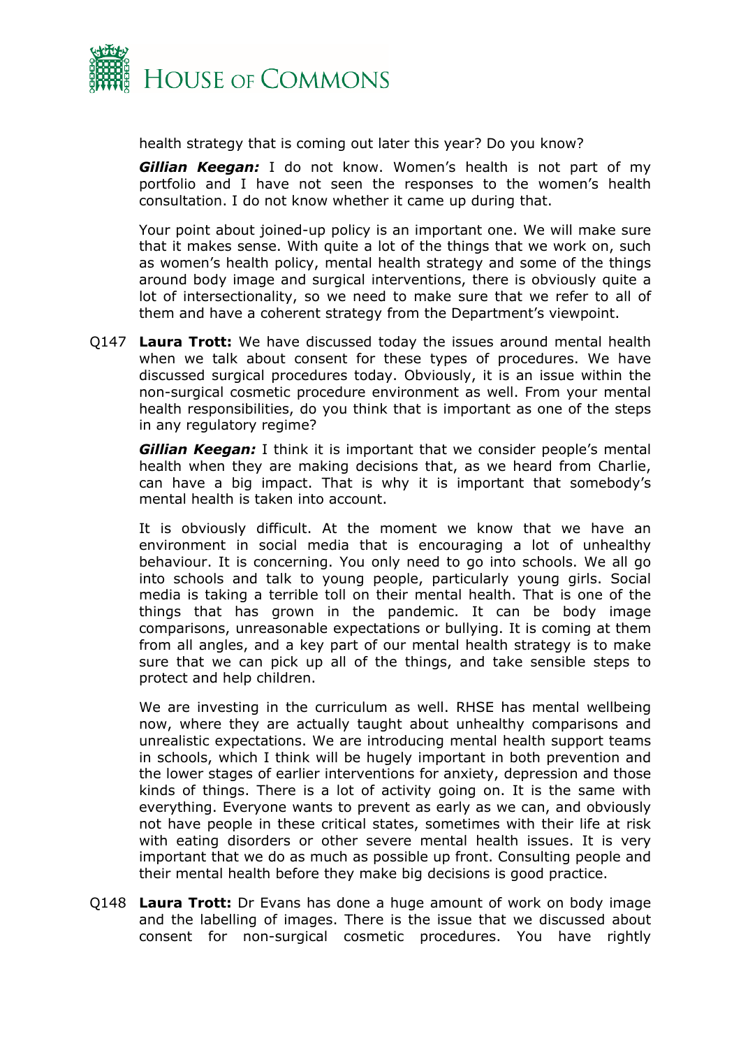health strategy that is coming out later this year? Do you know?

***Gillian Keegan:*** I do not know. Women's health is not part of my portfolio and I have not seen the responses to the women's health consultation. I do not know whether it came up during that.

Your point about joined-up policy is an important one. We will make sure that it makes sense. With quite a lot of the things that we work on, such as women's health policy, mental health strategy and some of the things around body image and surgical interventions, there is obviously quite a lot of intersectionality, so we need to make sure that we refer to all of them and have a coherent strategy from the Department's viewpoint.

Q147 **Laura Trott:** We have discussed today the issues around mental health when we talk about consent for these types of procedures. We have discussed surgical procedures today. Obviously, it is an issue within the non-surgical cosmetic procedure environment as well. From your mental health responsibilities, do you think that is important as one of the steps in any regulatory regime?

***Gillian Keegan:*** I think it is important that we consider people's mental health when they are making decisions that, as we heard from Charlie, can have a big impact. That is why it is important that somebody's mental health is taken into account.

It is obviously difficult. At the moment we know that we have an environment in social media that is encouraging a lot of unhealthy behaviour. It is concerning. You only need to go into schools. We all go into schools and talk to young people, particularly young girls. Social media is taking a terrible toll on their mental health. That is one of the things that has grown in the pandemic. It can be body image comparisons, unreasonable expectations or bullying. It is coming at them from all angles, and a key part of our mental health strategy is to make sure that we can pick up all of the things, and take sensible steps to protect and help children.

We are investing in the curriculum as well. RHSE has mental wellbeing now, where they are actually taught about unhealthy comparisons and unrealistic expectations. We are introducing mental health support teams in schools, which I think will be hugely important in both prevention and the lower stages of earlier interventions for anxiety, depression and those kinds of things. There is a lot of activity going on. It is the same with everything. Everyone wants to prevent as early as we can, and obviously not have people in these critical states, sometimes with their life at risk with eating disorders or other severe mental health issues. It is very important that we do as much as possible up front. Consulting people and their mental health before they make big decisions is good practice.

Q148 **Laura Trott:** Dr Evans has done a huge amount of work on body image and the labelling of images. There is the issue that we discussed about consent for non-surgical cosmetic procedures. You have rightly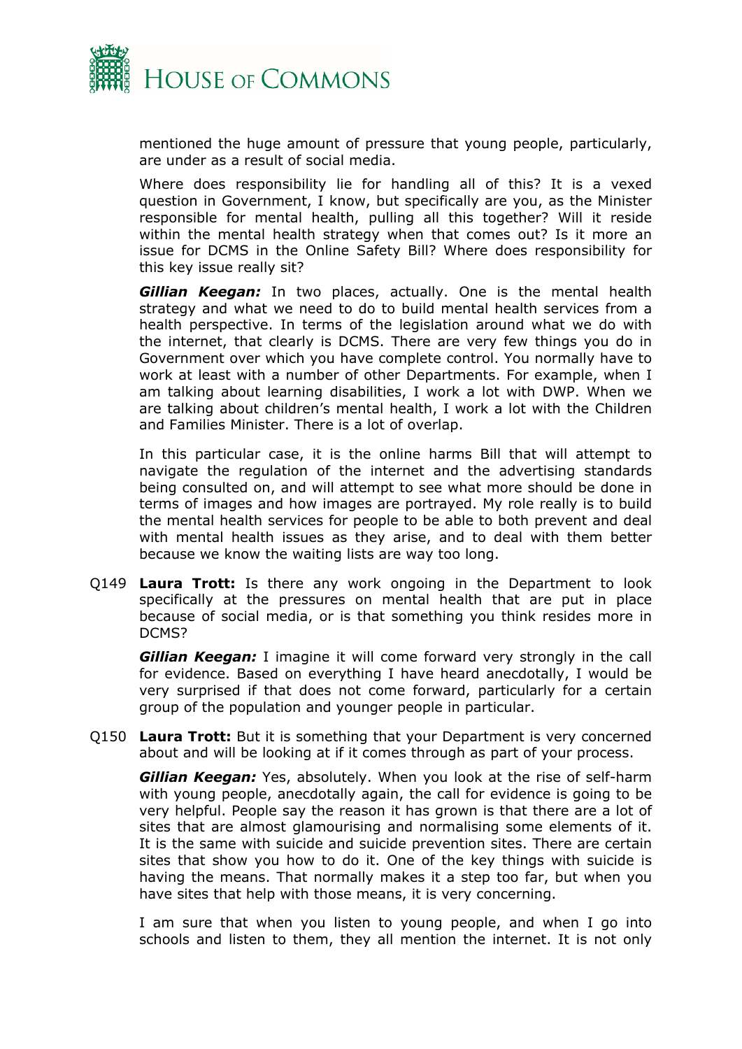mentioned the huge amount of pressure that young people, particularly, are under as a result of social media.

Where does responsibility lie for handling all of this? It is a vexed question in Government, I know, but specifically are you, as the Minister responsible for mental health, pulling all this together? Will it reside within the mental health strategy when that comes out? Is it more an issue for DCMS in the Online Safety Bill? Where does responsibility for this key issue really sit?

***Gillian Keegan:*** In two places, actually. One is the mental health strategy and what we need to do to build mental health services from a health perspective. In terms of the legislation around what we do with the internet, that clearly is DCMS. There are very few things you do in Government over which you have complete control. You normally have to work at least with a number of other Departments. For example, when I am talking about learning disabilities, I work a lot with DWP. When we are talking about children's mental health, I work a lot with the Children and Families Minister. There is a lot of overlap.

In this particular case, it is the online harms Bill that will attempt to navigate the regulation of the internet and the advertising standards being consulted on, and will attempt to see what more should be done in terms of images and how images are portrayed. My role really is to build the mental health services for people to be able to both prevent and deal with mental health issues as they arise, and to deal with them better because we know the waiting lists are way too long.

Q149 **Laura Trott:** Is there any work ongoing in the Department to look specifically at the pressures on mental health that are put in place because of social media, or is that something you think resides more in DCMS?

***Gillian Keegan:*** I imagine it will come forward very strongly in the call for evidence. Based on everything I have heard anecdotally, I would be very surprised if that does not come forward, particularly for a certain group of the population and younger people in particular.

Q150 **Laura Trott:** But it is something that your Department is very concerned about and will be looking at if it comes through as part of your process.

***Gillian Keegan:*** Yes, absolutely. When you look at the rise of self-harm with young people, anecdotally again, the call for evidence is going to be very helpful. People say the reason it has grown is that there are a lot of sites that are almost glamourising and normalising some elements of it. It is the same with suicide and suicide prevention sites. There are certain sites that show you how to do it. One of the key things with suicide is having the means. That normally makes it a step too far, but when you have sites that help with those means, it is very concerning.

I am sure that when you listen to young people, and when I go into schools and listen to them, they all mention the internet. It is not only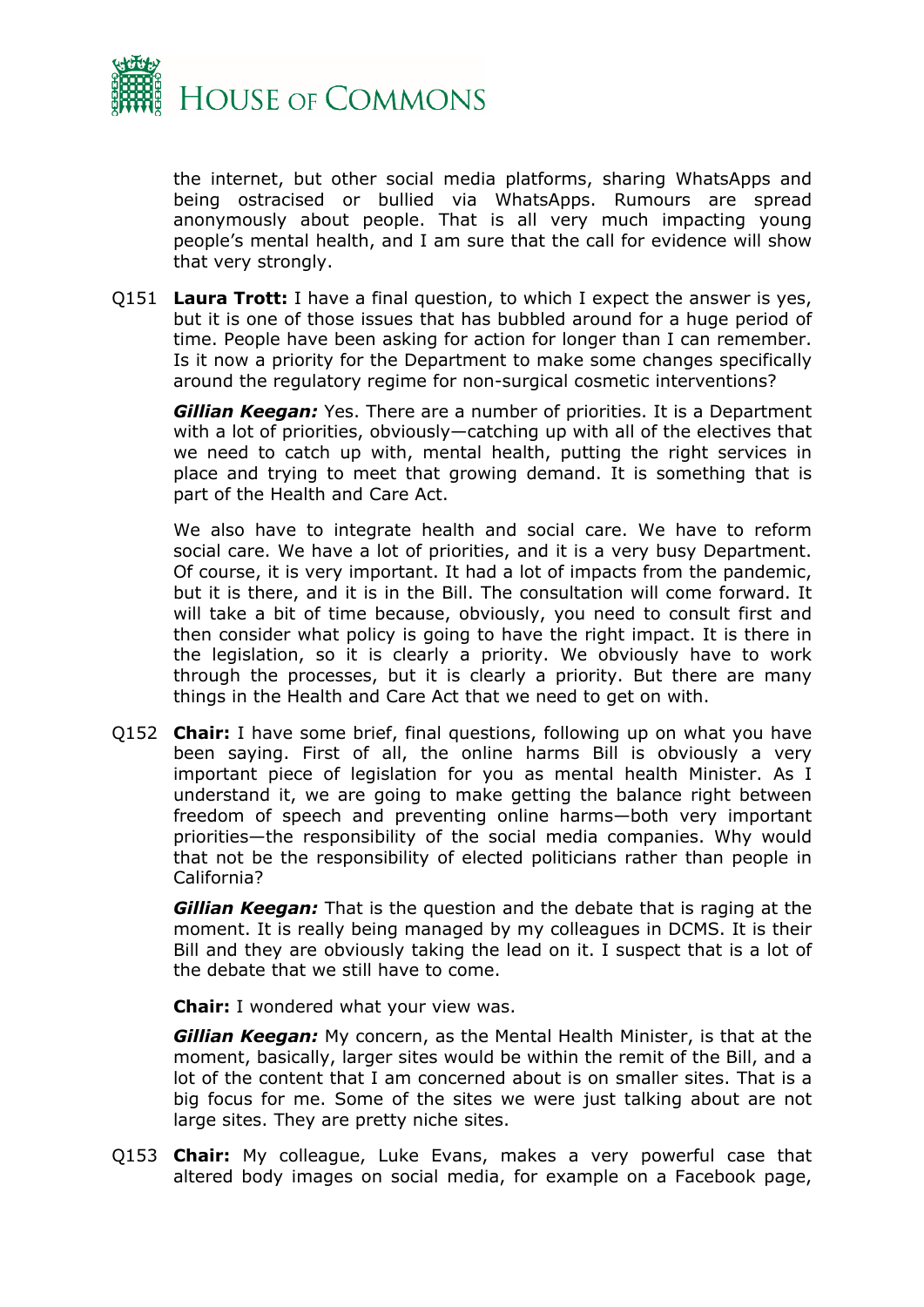the internet, but other social media platforms, sharing WhatsApps and being ostracised or bullied via WhatsApps. Rumours are spread anonymously about people. That is all very much impacting young people's mental health, and I am sure that the call for evidence will show that very strongly.

Q151 **Laura Trott:** I have a final question, to which I expect the answer is yes, but it is one of those issues that has bubbled around for a huge period of time. People have been asking for action for longer than I can remember. Is it now a priority for the Department to make some changes specifically around the regulatory regime for non-surgical cosmetic interventions?

***Gillian Keegan:*** Yes. There are a number of priorities. It is a Department with a lot of priorities, obviously—catching up with all of the electives that we need to catch up with, mental health, putting the right services in place and trying to meet that growing demand. It is something that is part of the Health and Care Act.

We also have to integrate health and social care. We have to reform social care. We have a lot of priorities, and it is a very busy Department. Of course, it is very important. It had a lot of impacts from the pandemic, but it is there, and it is in the Bill. The consultation will come forward. It will take a bit of time because, obviously, you need to consult first and then consider what policy is going to have the right impact. It is there in the legislation, so it is clearly a priority. We obviously have to work through the processes, but it is clearly a priority. But there are many things in the Health and Care Act that we need to get on with.

Q152 **Chair:** I have some brief, final questions, following up on what you have been saying. First of all, the online harms Bill is obviously a very important piece of legislation for you as mental health Minister. As I understand it, we are going to make getting the balance right between freedom of speech and preventing online harms—both very important priorities—the responsibility of the social media companies. Why would that not be the responsibility of elected politicians rather than people in California?

***Gillian Keegan:*** That is the question and the debate that is raging at the moment. It is really being managed by my colleagues in DCMS. It is their Bill and they are obviously taking the lead on it. I suspect that is a lot of the debate that we still have to come.

**Chair:** I wondered what your view was.

***Gillian Keegan:*** My concern, as the Mental Health Minister, is that at the moment, basically, larger sites would be within the remit of the Bill, and a lot of the content that I am concerned about is on smaller sites. That is a big focus for me. Some of the sites we were just talking about are not large sites. They are pretty niche sites.

Q153 **Chair:** My colleague, Luke Evans, makes a very powerful case that altered body images on social media, for example on a Facebook page,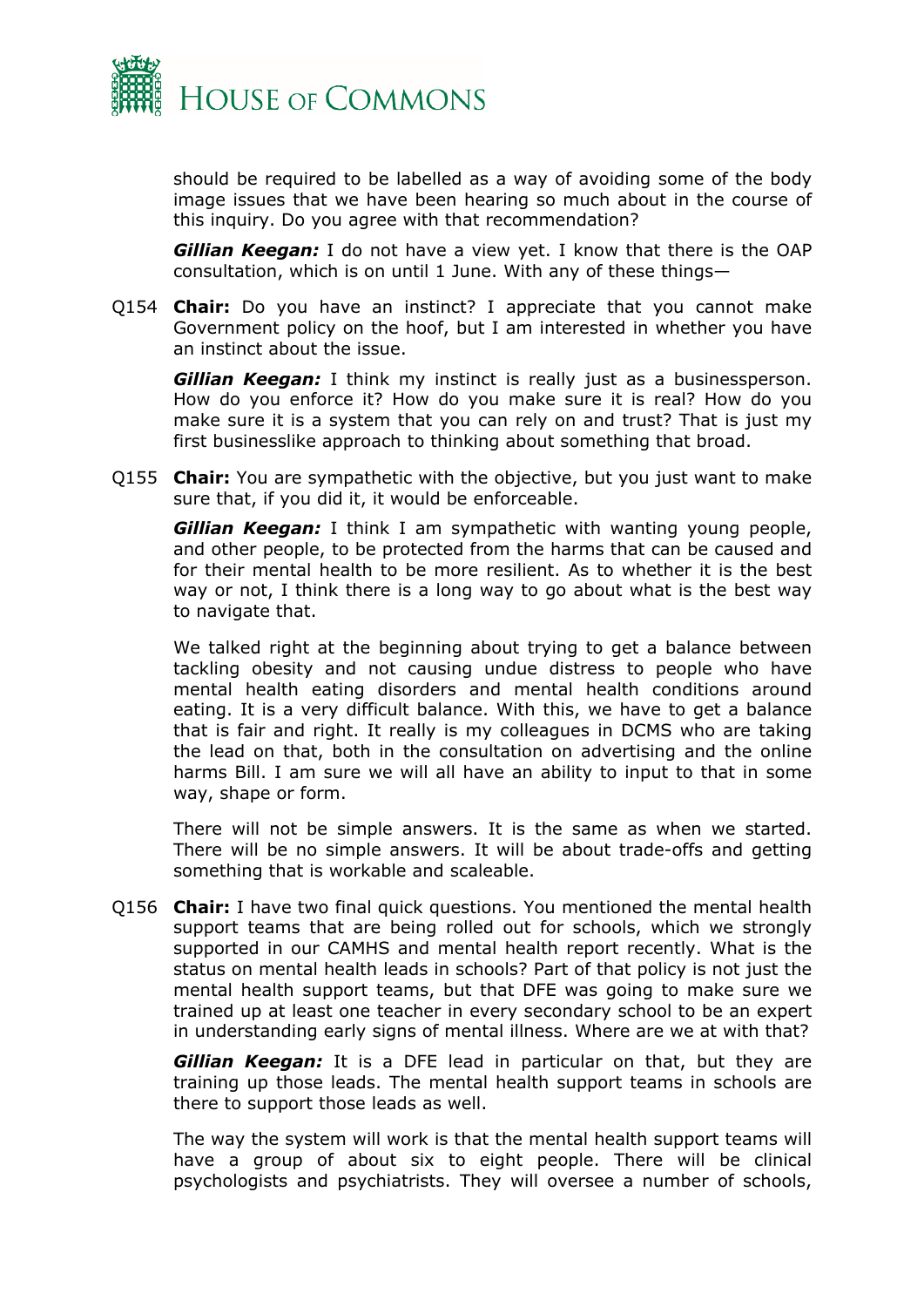should be required to be labelled as a way of avoiding some of the body image issues that we have been hearing so much about in the course of this inquiry. Do you agree with that recommendation?

***Gillian Keegan:*** I do not have a view yet. I know that there is the OAP consultation, which is on until 1 June. With any of these things—

Q154 **Chair:** Do you have an instinct? I appreciate that you cannot make Government policy on the hoof, but I am interested in whether you have an instinct about the issue.

***Gillian Keegan:*** I think my instinct is really just as a businessperson. How do you enforce it? How do you make sure it is real? How do you make sure it is a system that you can rely on and trust? That is just my first businesslike approach to thinking about something that broad.

Q155 **Chair:** You are sympathetic with the objective, but you just want to make sure that, if you did it, it would be enforceable.

***Gillian Keegan:*** I think I am sympathetic with wanting young people, and other people, to be protected from the harms that can be caused and for their mental health to be more resilient. As to whether it is the best way or not, I think there is a long way to go about what is the best way to navigate that.

We talked right at the beginning about trying to get a balance between tackling obesity and not causing undue distress to people who have mental health eating disorders and mental health conditions around eating. It is a very difficult balance. With this, we have to get a balance that is fair and right. It really is my colleagues in DCMS who are taking the lead on that, both in the consultation on advertising and the online harms Bill. I am sure we will all have an ability to input to that in some way, shape or form.

There will not be simple answers. It is the same as when we started. There will be no simple answers. It will be about trade-offs and getting something that is workable and scaleable.

Q156 **Chair:** I have two final quick questions. You mentioned the mental health support teams that are being rolled out for schools, which we strongly supported in our CAMHS and mental health report recently. What is the status on mental health leads in schools? Part of that policy is not just the mental health support teams, but that DFE was going to make sure we trained up at least one teacher in every secondary school to be an expert in understanding early signs of mental illness. Where are we at with that?

***Gillian Keegan:*** It is a DFE lead in particular on that, but they are training up those leads. The mental health support teams in schools are there to support those leads as well.

The way the system will work is that the mental health support teams will have a group of about six to eight people. There will be clinical psychologists and psychiatrists. They will oversee a number of schools,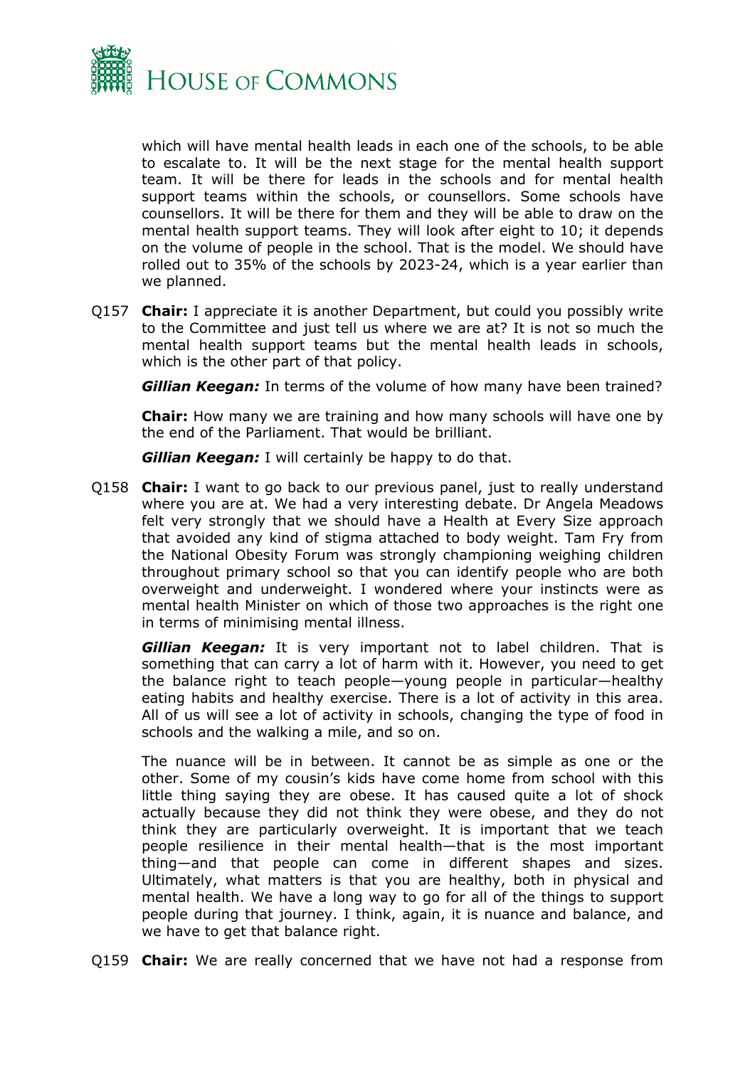which will have mental health leads in each one of the schools, to be able to escalate to. It will be the next stage for the mental health support team. It will be there for leads in the schools and for mental health support teams within the schools, or counsellors. Some schools have counsellors. It will be there for them and they will be able to draw on the mental health support teams. They will look after eight to 10; it depends on the volume of people in the school. That is the model. We should have rolled out to 35% of the schools by 2023-24, which is a year earlier than we planned.

Q157 **Chair:** I appreciate it is another Department, but could you possibly write to the Committee and just tell us where we are at? It is not so much the mental health support teams but the mental health leads in schools, which is the other part of that policy.

***Gillian Keegan:*** In terms of the volume of how many have been trained?

**Chair:** How many we are training and how many schools will have one by the end of the Parliament. That would be brilliant.

***Gillian Keegan:*** I will certainly be happy to do that.

Q158 **Chair:** I want to go back to our previous panel, just to really understand where you are at. We had a very interesting debate. Dr Angela Meadows felt very strongly that we should have a Health at Every Size approach that avoided any kind of stigma attached to body weight. Tam Fry from the National Obesity Forum was strongly championing weighing children throughout primary school so that you can identify people who are both overweight and underweight. I wondered where your instincts were as mental health Minister on which of those two approaches is the right one in terms of minimising mental illness.

***Gillian Keegan:*** It is very important not to label children. That is something that can carry a lot of harm with it. However, you need to get the balance right to teach people—young people in particular—healthy eating habits and healthy exercise. There is a lot of activity in this area. All of us will see a lot of activity in schools, changing the type of food in schools and the walking a mile, and so on.

The nuance will be in between. It cannot be as simple as one or the other. Some of my cousin's kids have come home from school with this little thing saying they are obese. It has caused quite a lot of shock actually because they did not think they were obese, and they do not think they are particularly overweight. It is important that we teach people resilience in their mental health—that is the most important thing—and that people can come in different shapes and sizes. Ultimately, what matters is that you are healthy, both in physical and mental health. We have a long way to go for all of the things to support people during that journey. I think, again, it is nuance and balance, and we have to get that balance right.

Q159 **Chair:** We are really concerned that we have not had a response from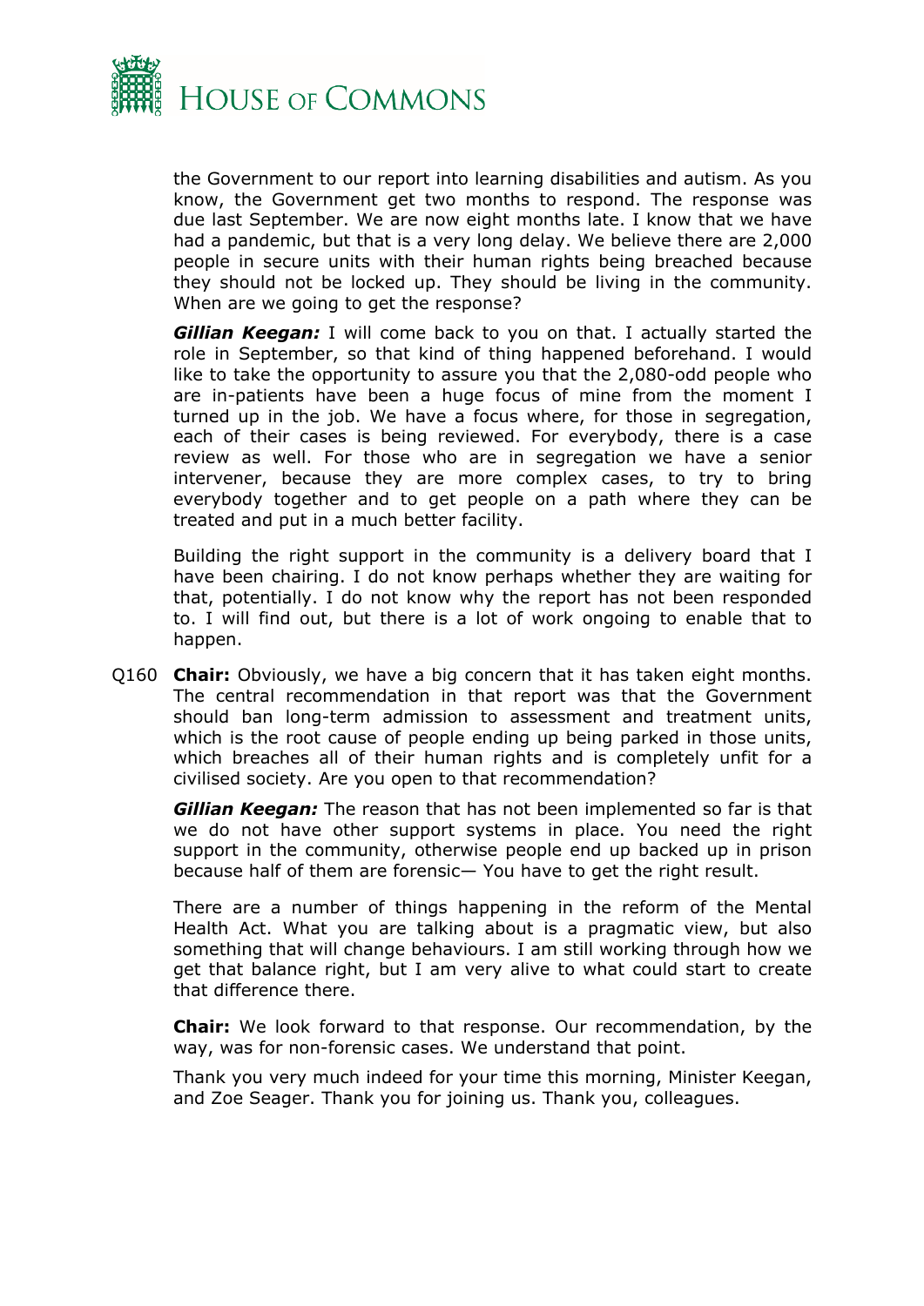the Government to our report into learning disabilities and autism. As you know, the Government get two months to respond. The response was due last September. We are now eight months late. I know that we have had a pandemic, but that is a very long delay. We believe there are 2,000 people in secure units with their human rights being breached because they should not be locked up. They should be living in the community. When are we going to get the response?

***Gillian Keegan:*** I will come back to you on that. I actually started the role in September, so that kind of thing happened beforehand. I would like to take the opportunity to assure you that the 2,080-odd people who are in-patients have been a huge focus of mine from the moment I turned up in the job. We have a focus where, for those in segregation, each of their cases is being reviewed. For everybody, there is a case review as well. For those who are in segregation we have a senior intervener, because they are more complex cases, to try to bring everybody together and to get people on a path where they can be treated and put in a much better facility.

Building the right support in the community is a delivery board that I have been chairing. I do not know perhaps whether they are waiting for that, potentially. I do not know why the report has not been responded to. I will find out, but there is a lot of work ongoing to enable that to happen.

Q160 **Chair:** Obviously, we have a big concern that it has taken eight months. The central recommendation in that report was that the Government should ban long-term admission to assessment and treatment units, which is the root cause of people ending up being parked in those units, which breaches all of their human rights and is completely unfit for a civilised society. Are you open to that recommendation?

***Gillian Keegan:*** The reason that has not been implemented so far is that we do not have other support systems in place. You need the right support in the community, otherwise people end up backed up in prison because half of them are forensic— You have to get the right result.

There are a number of things happening in the reform of the Mental Health Act. What you are talking about is a pragmatic view, but also something that will change behaviours. I am still working through how we get that balance right, but I am very alive to what could start to create that difference there.

**Chair:** We look forward to that response. Our recommendation, by the way, was for non-forensic cases. We understand that point.

Thank you very much indeed for your time this morning, Minister Keegan, and Zoe Seager. Thank you for joining us. Thank you, colleagues.